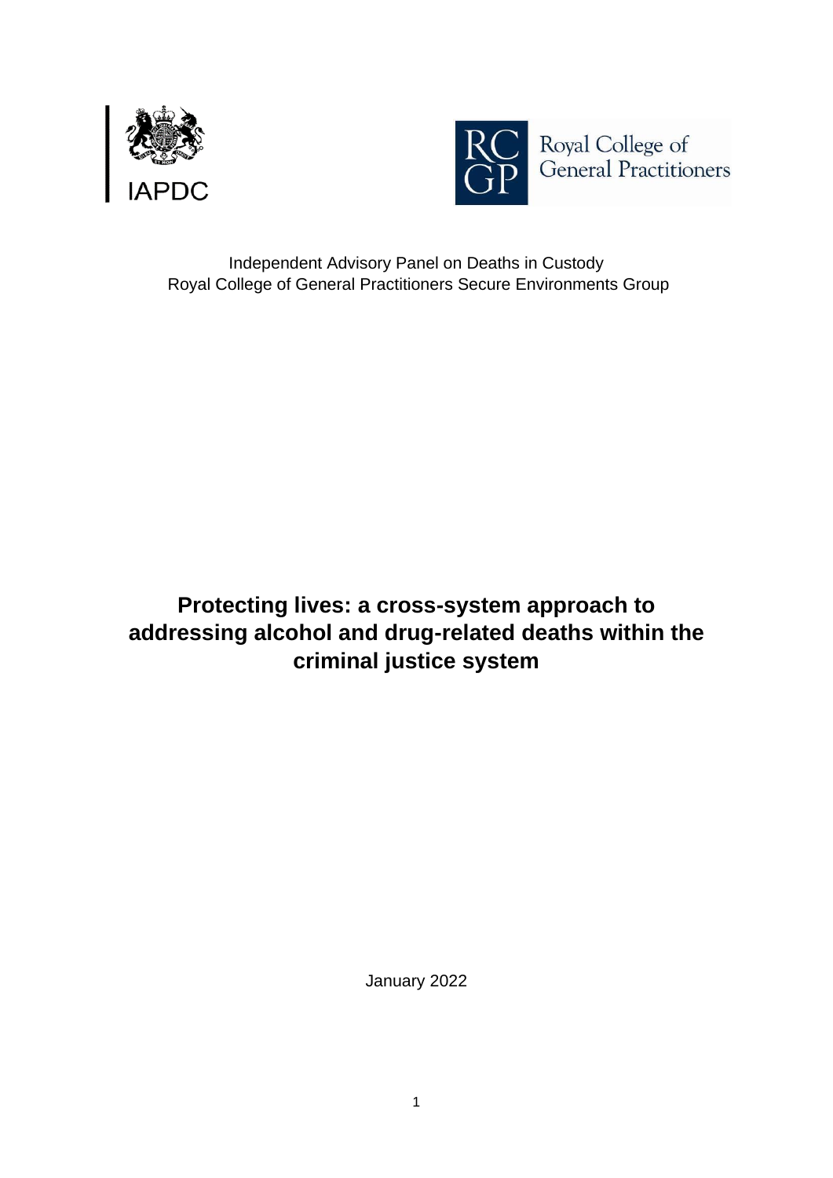IAPDC

Royal College of General Practitioners

Independent Advisory Panel on Deaths in Custody
Royal College of General Practitioners Secure Environments Group

# Protecting lives: a cross-system approach to addressing alcohol and drug-related deaths within the criminal justice system

January 2022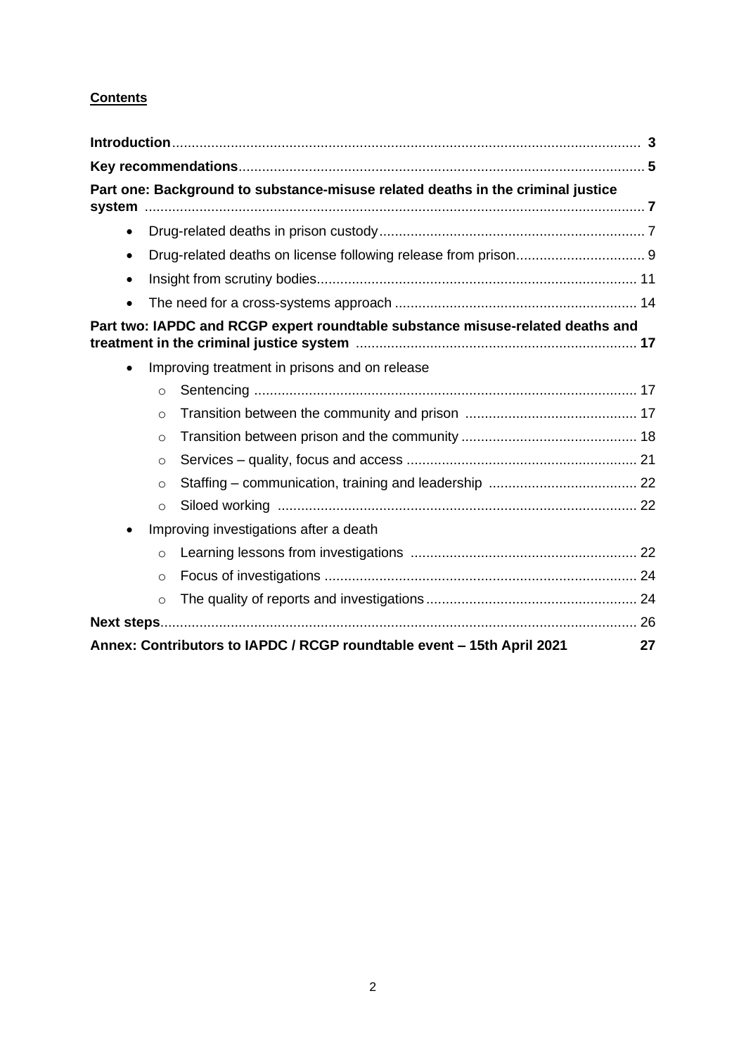**Contents**

| | |
|---|---|
| **Introduction** | **3** |
| **Key recommendations** | **5** |
| **Part one: Background to substance-misuse related deaths in the criminal justice system** | **7** |
| • Drug-related deaths in prison custody | 7 |
| • Drug-related deaths on license following release from prison | 9 |
| • Insight from scrutiny bodies | 11 |
| • The need for a cross-systems approach | 14 |
| **Part two: IAPDC and RCGP expert roundtable substance misuse-related deaths and treatment in the criminal justice system** | **17** |
| • Improving treatment in prisons and on release | |
| ○ Sentencing | 17 |
| ○ Transition between the community and prison | 17 |
| ○ Transition between prison and the community | 18 |
| ○ Services – quality, focus and access | 21 |
| ○ Staffing – communication, training and leadership | 22 |
| ○ Siloed working | 22 |
| • Improving investigations after a death | |
| ○ Learning lessons from investigations | 22 |
| ○ Focus of investigations | 24 |
| ○ The quality of reports and investigations | 24 |
| **Next steps** | 26 |
| **Annex: Contributors to IAPDC / RCGP roundtable event – 15th April 2021** | **27** |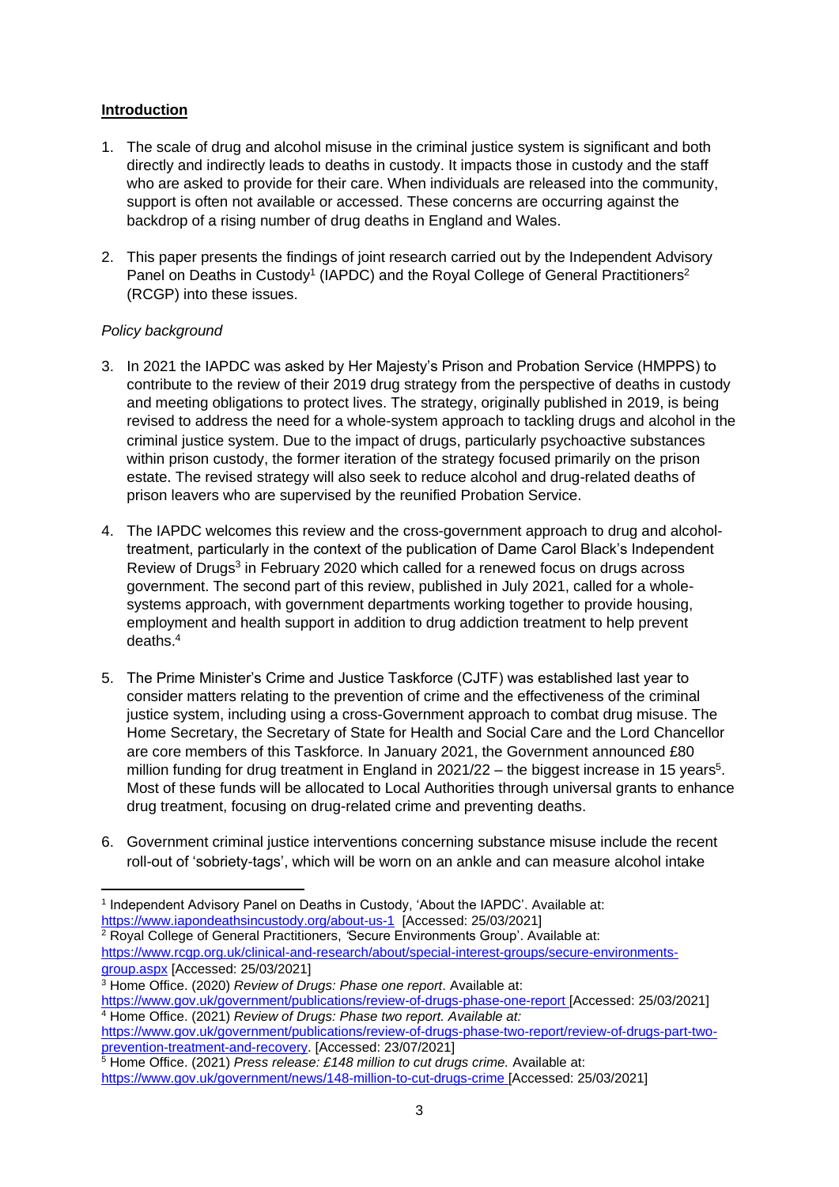## **Introduction**

1. The scale of drug and alcohol misuse in the criminal justice system is significant and both directly and indirectly leads to deaths in custody. It impacts those in custody and the staff who are asked to provide for their care. When individuals are released into the community, support is often not available or accessed. These concerns are occurring against the backdrop of a rising number of drug deaths in England and Wales.

2. This paper presents the findings of joint research carried out by the Independent Advisory Panel on Deaths in Custody[1] (IAPDC) and the Royal College of General Practitioners[2] (RCGP) into these issues.

*Policy background*

3. In 2021 the IAPDC was asked by Her Majesty's Prison and Probation Service (HMPPS) to contribute to the review of their 2019 drug strategy from the perspective of deaths in custody and meeting obligations to protect lives. The strategy, originally published in 2019, is being revised to address the need for a whole-system approach to tackling drugs and alcohol in the criminal justice system. Due to the impact of drugs, particularly psychoactive substances within prison custody, the former iteration of the strategy focused primarily on the prison estate. The revised strategy will also seek to reduce alcohol and drug-related deaths of prison leavers who are supervised by the reunified Probation Service.

4. The IAPDC welcomes this review and the cross-government approach to drug and alcohol-treatment, particularly in the context of the publication of Dame Carol Black's Independent Review of Drugs[3] in February 2020 which called for a renewed focus on drugs across government. The second part of this review, published in July 2021, called for a whole-systems approach, with government departments working together to provide housing, employment and health support in addition to drug addiction treatment to help prevent deaths.[4]

5. The Prime Minister's Crime and Justice Taskforce (CJTF) was established last year to consider matters relating to the prevention of crime and the effectiveness of the criminal justice system, including using a cross-Government approach to combat drug misuse. The Home Secretary, the Secretary of State for Health and Social Care and the Lord Chancellor are core members of this Taskforce. In January 2021, the Government announced £80 million funding for drug treatment in England in 2021/22 – the biggest increase in 15 years[5]. Most of these funds will be allocated to Local Authorities through universal grants to enhance drug treatment, focusing on drug-related crime and preventing deaths.

6. Government criminal justice interventions concerning substance misuse include the recent roll-out of 'sobriety-tags', which will be worn on an ankle and can measure alcohol intake

---

[1] Independent Advisory Panel on Deaths in Custody, 'About the IAPDC'. Available at: https://www.iapondeathsincustody.org/about-us-1 [Accessed: 25/03/2021]

[2] Royal College of General Practitioners, 'Secure Environments Group'. Available at: https://www.rcgp.org.uk/clinical-and-research/about/special-interest-groups/secure-environments-group.aspx [Accessed: 25/03/2021]

[3] Home Office. (2020) *Review of Drugs: Phase one report*. Available at: https://www.gov.uk/government/publications/review-of-drugs-phase-one-report [Accessed: 25/03/2021]

[4] Home Office. (2021) *Review of Drugs: Phase two report. Available at:* https://www.gov.uk/government/publications/review-of-drugs-phase-two-report/review-of-drugs-part-two-prevention-treatment-and-recovery. [Accessed: 23/07/2021]

[5] Home Office. (2021) *Press release: £148 million to cut drugs crime.* Available at: https://www.gov.uk/government/news/148-million-to-cut-drugs-crime [Accessed: 25/03/2021]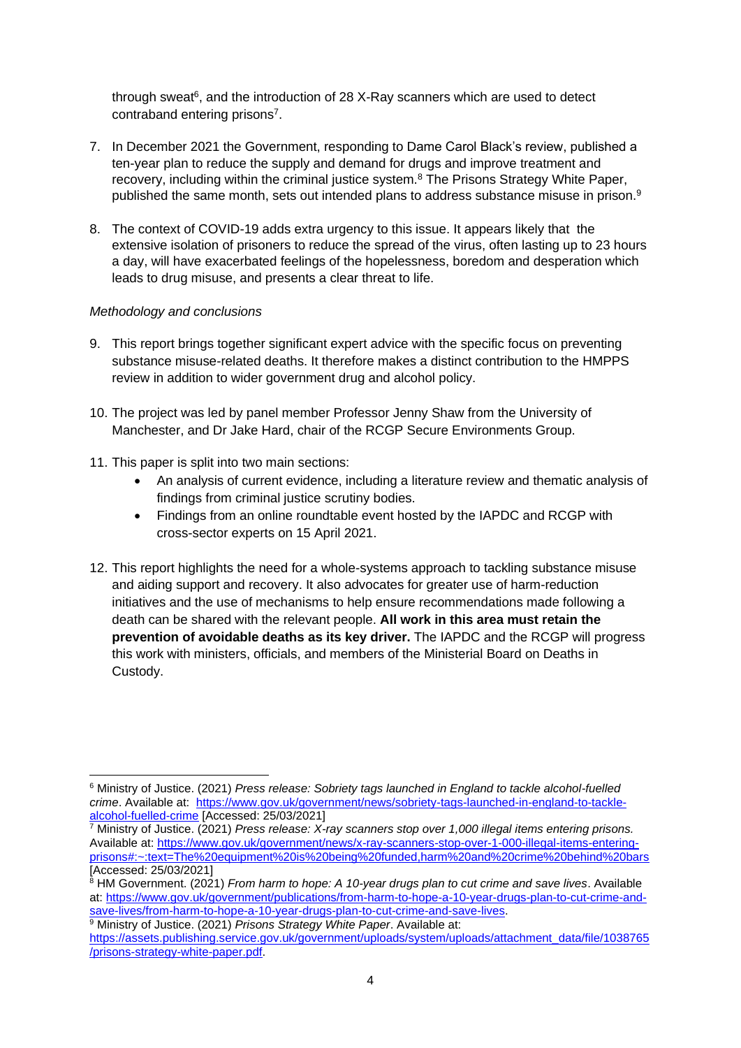through sweat[6], and the introduction of 28 X-Ray scanners which are used to detect contraband entering prisons[7].

7. In December 2021 the Government, responding to Dame Carol Black's review, published a ten-year plan to reduce the supply and demand for drugs and improve treatment and recovery, including within the criminal justice system.[8] The Prisons Strategy White Paper, published the same month, sets out intended plans to address substance misuse in prison.[9]

8. The context of COVID-19 adds extra urgency to this issue. It appears likely that the extensive isolation of prisoners to reduce the spread of the virus, often lasting up to 23 hours a day, will have exacerbated feelings of the hopelessness, boredom and desperation which leads to drug misuse, and presents a clear threat to life.

*Methodology and conclusions*

9. This report brings together significant expert advice with the specific focus on preventing substance misuse-related deaths. It therefore makes a distinct contribution to the HMPPS review in addition to wider government drug and alcohol policy.

10. The project was led by panel member Professor Jenny Shaw from the University of Manchester, and Dr Jake Hard, chair of the RCGP Secure Environments Group.

11. This paper is split into two main sections:
    - An analysis of current evidence, including a literature review and thematic analysis of findings from criminal justice scrutiny bodies.
    - Findings from an online roundtable event hosted by the IAPDC and RCGP with cross-sector experts on 15 April 2021.

12. This report highlights the need for a whole-systems approach to tackling substance misuse and aiding support and recovery. It also advocates for greater use of harm-reduction initiatives and the use of mechanisms to help ensure recommendations made following a death can be shared with the relevant people. **All work in this area must retain the prevention of avoidable deaths as its key driver.** The IAPDC and the RCGP will progress this work with ministers, officials, and members of the Ministerial Board on Deaths in Custody.

---

[6] Ministry of Justice. (2021) *Press release: Sobriety tags launched in England to tackle alcohol-fuelled crime*. Available at: https://www.gov.uk/government/news/sobriety-tags-launched-in-england-to-tackle-alcohol-fuelled-crime [Accessed: 25/03/2021]

[7] Ministry of Justice. (2021) *Press release: X-ray scanners stop over 1,000 illegal items entering prisons.* Available at: https://www.gov.uk/government/news/x-ray-scanners-stop-over-1-000-illegal-items-entering-prisons#:~:text=The%20equipment%20is%20being%20funded,harm%20and%20crime%20behind%20bars [Accessed: 25/03/2021]

[8] HM Government. (2021) *From harm to hope: A 10-year drugs plan to cut crime and save lives*. Available at: https://www.gov.uk/government/publications/from-harm-to-hope-a-10-year-drugs-plan-to-cut-crime-and-save-lives/from-harm-to-hope-a-10-year-drugs-plan-to-cut-crime-and-save-lives.

[9] Ministry of Justice. (2021) *Prisons Strategy White Paper*. Available at: https://assets.publishing.service.gov.uk/government/uploads/system/uploads/attachment_data/file/1038765/prisons-strategy-white-paper.pdf.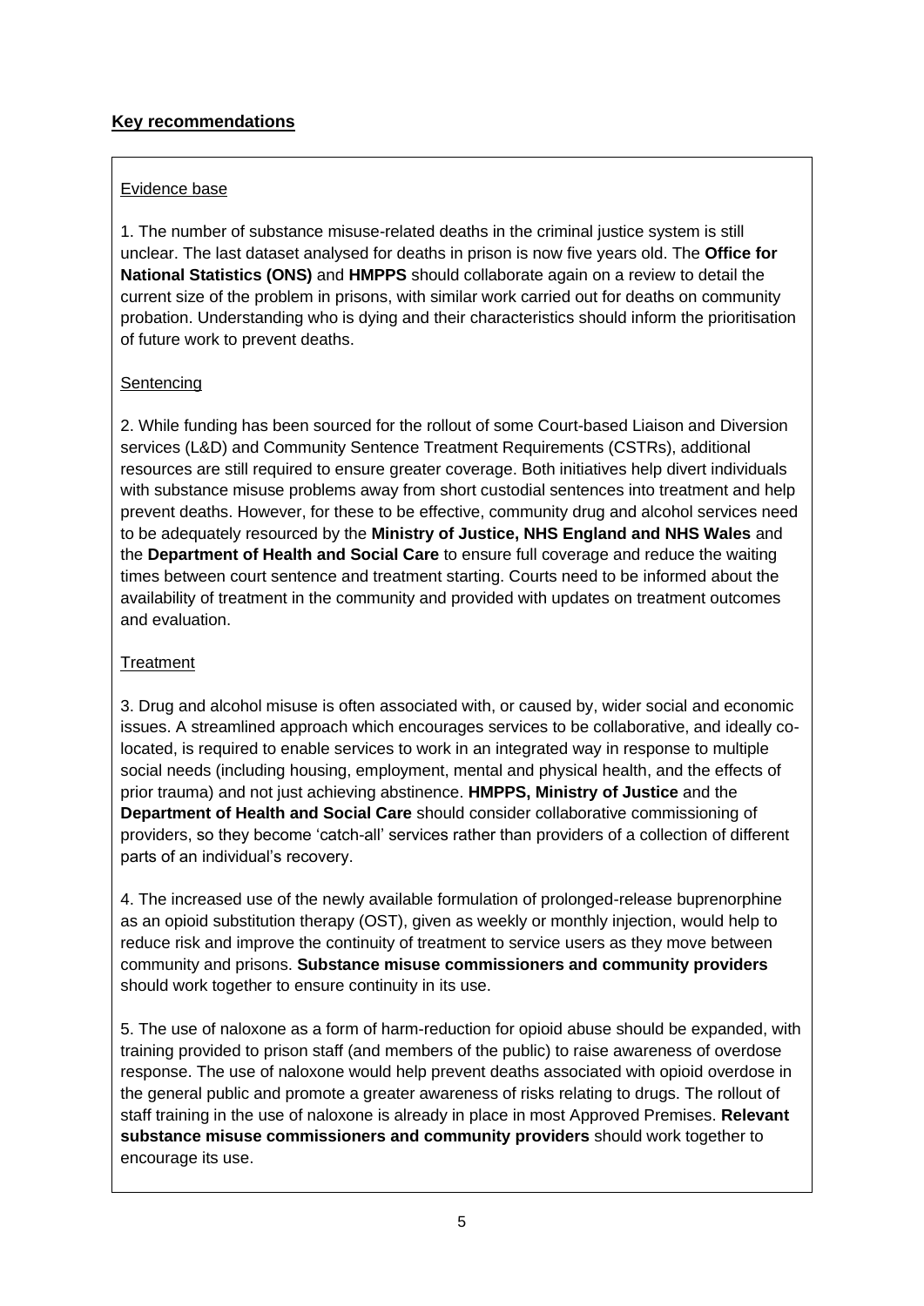## Key recommendations

Evidence base

1. The number of substance misuse-related deaths in the criminal justice system is still unclear. The last dataset analysed for deaths in prison is now five years old. The **Office for National Statistics (ONS)** and **HMPPS** should collaborate again on a review to detail the current size of the problem in prisons, with similar work carried out for deaths on community probation. Understanding who is dying and their characteristics should inform the prioritisation of future work to prevent deaths.

Sentencing

2. While funding has been sourced for the rollout of some Court-based Liaison and Diversion services (L&D) and Community Sentence Treatment Requirements (CSTRs), additional resources are still required to ensure greater coverage. Both initiatives help divert individuals with substance misuse problems away from short custodial sentences into treatment and help prevent deaths. However, for these to be effective, community drug and alcohol services need to be adequately resourced by the **Ministry of Justice, NHS England and NHS Wales** and the **Department of Health and Social Care** to ensure full coverage and reduce the waiting times between court sentence and treatment starting. Courts need to be informed about the availability of treatment in the community and provided with updates on treatment outcomes and evaluation.

Treatment

3. Drug and alcohol misuse is often associated with, or caused by, wider social and economic issues. A streamlined approach which encourages services to be collaborative, and ideally co-located, is required to enable services to work in an integrated way in response to multiple social needs (including housing, employment, mental and physical health, and the effects of prior trauma) and not just achieving abstinence. **HMPPS, Ministry of Justice** and the **Department of Health and Social Care** should consider collaborative commissioning of providers, so they become 'catch-all' services rather than providers of a collection of different parts of an individual's recovery.

4. The increased use of the newly available formulation of prolonged-release buprenorphine as an opioid substitution therapy (OST), given as weekly or monthly injection, would help to reduce risk and improve the continuity of treatment to service users as they move between community and prisons. **Substance misuse commissioners and community providers** should work together to ensure continuity in its use.

5. The use of naloxone as a form of harm-reduction for opioid abuse should be expanded, with training provided to prison staff (and members of the public) to raise awareness of overdose response. The use of naloxone would help prevent deaths associated with opioid overdose in the general public and promote a greater awareness of risks relating to drugs. The rollout of staff training in the use of naloxone is already in place in most Approved Premises. **Relevant substance misuse commissioners and community providers** should work together to encourage its use.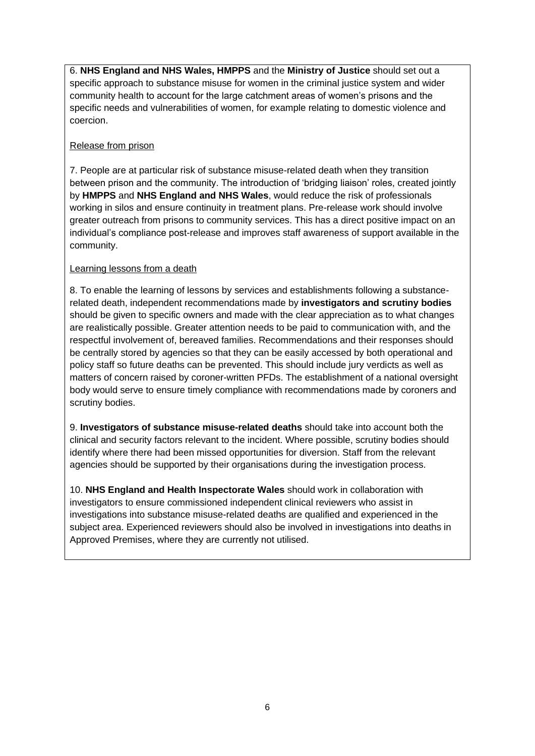6. **NHS England and NHS Wales, HMPPS** and the **Ministry of Justice** should set out a specific approach to substance misuse for women in the criminal justice system and wider community health to account for the large catchment areas of women's prisons and the specific needs and vulnerabilities of women, for example relating to domestic violence and coercion.

Release from prison

7. People are at particular risk of substance misuse-related death when they transition between prison and the community. The introduction of 'bridging liaison' roles, created jointly by **HMPPS** and **NHS England and NHS Wales**, would reduce the risk of professionals working in silos and ensure continuity in treatment plans. Pre-release work should involve greater outreach from prisons to community services. This has a direct positive impact on an individual's compliance post-release and improves staff awareness of support available in the community.

Learning lessons from a death

8. To enable the learning of lessons by services and establishments following a substance-related death, independent recommendations made by **investigators and scrutiny bodies** should be given to specific owners and made with the clear appreciation as to what changes are realistically possible. Greater attention needs to be paid to communication with, and the respectful involvement of, bereaved families. Recommendations and their responses should be centrally stored by agencies so that they can be easily accessed by both operational and policy staff so future deaths can be prevented. This should include jury verdicts as well as matters of concern raised by coroner-written PFDs. The establishment of a national oversight body would serve to ensure timely compliance with recommendations made by coroners and scrutiny bodies.

9. **Investigators of substance misuse-related deaths** should take into account both the clinical and security factors relevant to the incident. Where possible, scrutiny bodies should identify where there had been missed opportunities for diversion. Staff from the relevant agencies should be supported by their organisations during the investigation process.

10. **NHS England and Health Inspectorate Wales** should work in collaboration with investigators to ensure commissioned independent clinical reviewers who assist in investigations into substance misuse-related deaths are qualified and experienced in the subject area. Experienced reviewers should also be involved in investigations into deaths in Approved Premises, where they are currently not utilised.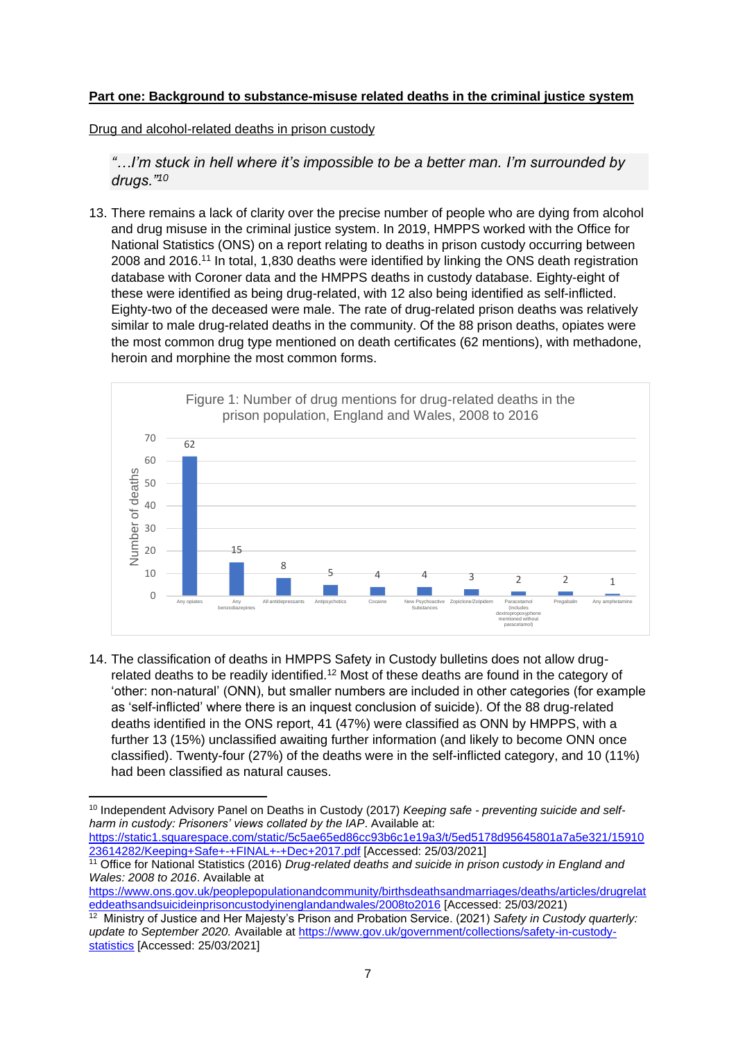**Part one: Background to substance-misuse related deaths in the criminal justice system**

Drug and alcohol-related deaths in prison custody

> *"…I'm stuck in hell where it's impossible to be a better man. I'm surrounded by drugs."*[10]

13. There remains a lack of clarity over the precise number of people who are dying from alcohol and drug misuse in the criminal justice system. In 2019, HMPPS worked with the Office for National Statistics (ONS) on a report relating to deaths in prison custody occurring between 2008 and 2016.[11] In total, 1,830 deaths were identified by linking the ONS death registration database with Coroner data and the HMPPS deaths in custody database. Eighty-eight of these were identified as being drug-related, with 12 also being identified as self-inflicted. Eighty-two of the deceased were male. The rate of drug-related prison deaths was relatively similar to male drug-related deaths in the community. Of the 88 prison deaths, opiates were the most common drug type mentioned on death certificates (62 mentions), with methadone, heroin and morphine the most common forms.

Figure 1: Number of drug mentions for drug-related deaths in the prison population, England and Wales, 2008 to 2016

Number of deaths

0
10
20
30
40
50
60
70

62
15
8
5
4
4
3
2
2
1

Any opiates
Any benzodiazepines
All antidepressants
Antipsychotics
Cocaine
New Psychoactive Substances
Zopiclone/Zolpidem
Paracetamol (includes dextropropoxyphene mentioned without paracetamol)
Pregabalin
Any amphetamine

14. The classification of deaths in HMPPS Safety in Custody bulletins does not allow drug-related deaths to be readily identified.[12] Most of these deaths are found in the category of 'other: non-natural' (ONN), but smaller numbers are included in other categories (for example as 'self-inflicted' where there is an inquest conclusion of suicide). Of the 88 drug-related deaths identified in the ONS report, 41 (47%) were classified as ONN by HMPPS, with a further 13 (15%) unclassified awaiting further information (and likely to become ONN once classified). Twenty-four (27%) of the deaths were in the self-inflicted category, and 10 (11%) had been classified as natural causes.

---

[10] Independent Advisory Panel on Deaths in Custody (2017) *Keeping safe - preventing suicide and self-harm in custody: Prisoners' views collated by the IAP*. Available at: https://static1.squarespace.com/static/5c5ae65ed86cc93b6c1e19a3/t/5ed5178d95645801a7a5e321/1591023614282/Keeping+Safe+-+FINAL+-+Dec+2017.pdf [Accessed: 25/03/2021]

[11] Office for National Statistics (2016) *Drug-related deaths and suicide in prison custody in England and Wales: 2008 to 2016*. Available at https://www.ons.gov.uk/peoplepopulationandcommunity/birthsdeathsandmarriages/deaths/articles/drugrelateddeathsandsuicideinprisoncustodyinenglandandwales/2008to2016 [Accessed: 25/03/2021)

[12] Ministry of Justice and Her Majesty's Prison and Probation Service. (2021) *Safety in Custody quarterly: update to September 2020.* Available at https://www.gov.uk/government/collections/safety-in-custody-statistics [Accessed: 25/03/2021]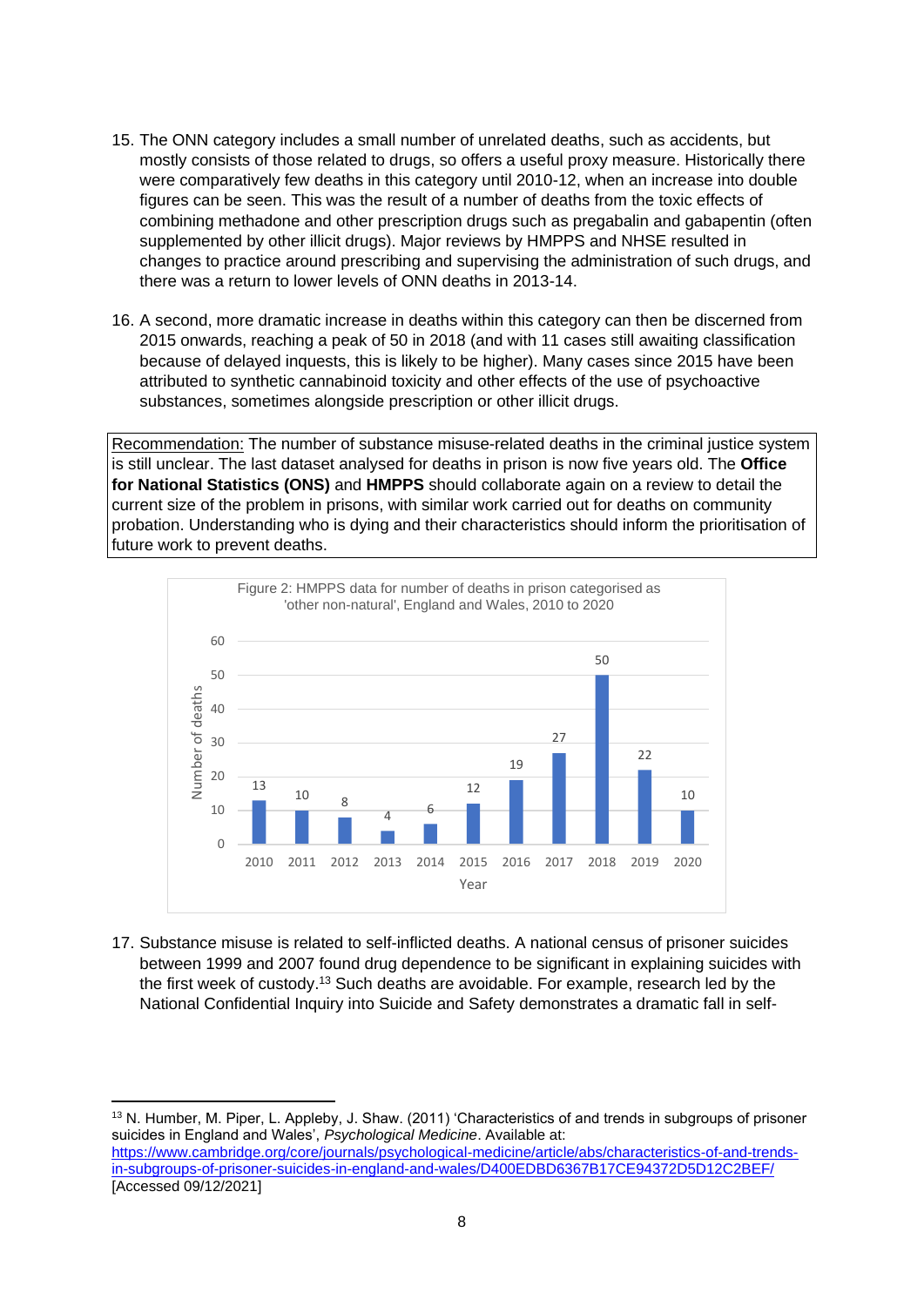15. The ONN category includes a small number of unrelated deaths, such as accidents, but mostly consists of those related to drugs, so offers a useful proxy measure. Historically there were comparatively few deaths in this category until 2010-12, when an increase into double figures can be seen. This was the result of a number of deaths from the toxic effects of combining methadone and other prescription drugs such as pregabalin and gabapentin (often supplemented by other illicit drugs). Major reviews by HMPPS and NHSE resulted in changes to practice around prescribing and supervising the administration of such drugs, and there was a return to lower levels of ONN deaths in 2013-14.

16. A second, more dramatic increase in deaths within this category can then be discerned from 2015 onwards, reaching a peak of 50 in 2018 (and with 11 cases still awaiting classification because of delayed inquests, this is likely to be higher). Many cases since 2015 have been attributed to synthetic cannabinoid toxicity and other effects of the use of psychoactive substances, sometimes alongside prescription or other illicit drugs.

> Recommendation: The number of substance misuse-related deaths in the criminal justice system is still unclear. The last dataset analysed for deaths in prison is now five years old. The **Office for National Statistics (ONS)** and **HMPPS** should collaborate again on a review to detail the current size of the problem in prisons, with similar work carried out for deaths on community probation. Understanding who is dying and their characteristics should inform the prioritisation of future work to prevent deaths.

Figure 2: HMPPS data for number of deaths in prison categorised as 'other non-natural', England and Wales, 2010 to 2020

Number of deaths
0
10
20
30
40
50
60

13
10
8
4
6
12
19
27
50
22
10

2010
2011
2012
2013
2014
2015
2016
2017
2018
2019
2020

Year

17. Substance misuse is related to self-inflicted deaths. A national census of prisoner suicides between 1999 and 2007 found drug dependence to be significant in explaining suicides with the first week of custody.[13] Such deaths are avoidable. For example, research led by the National Confidential Inquiry into Suicide and Safety demonstrates a dramatic fall in self-

[13] N. Humber, M. Piper, L. Appleby, J. Shaw. (2011) 'Characteristics of and trends in subgroups of prisoner suicides in England and Wales', *Psychological Medicine*. Available at: https://www.cambridge.org/core/journals/psychological-medicine/article/abs/characteristics-of-and-trends-in-subgroups-of-prisoner-suicides-in-england-and-wales/D400EDBD6367B17CE94372D5D12C2BEF/ [Accessed 09/12/2021]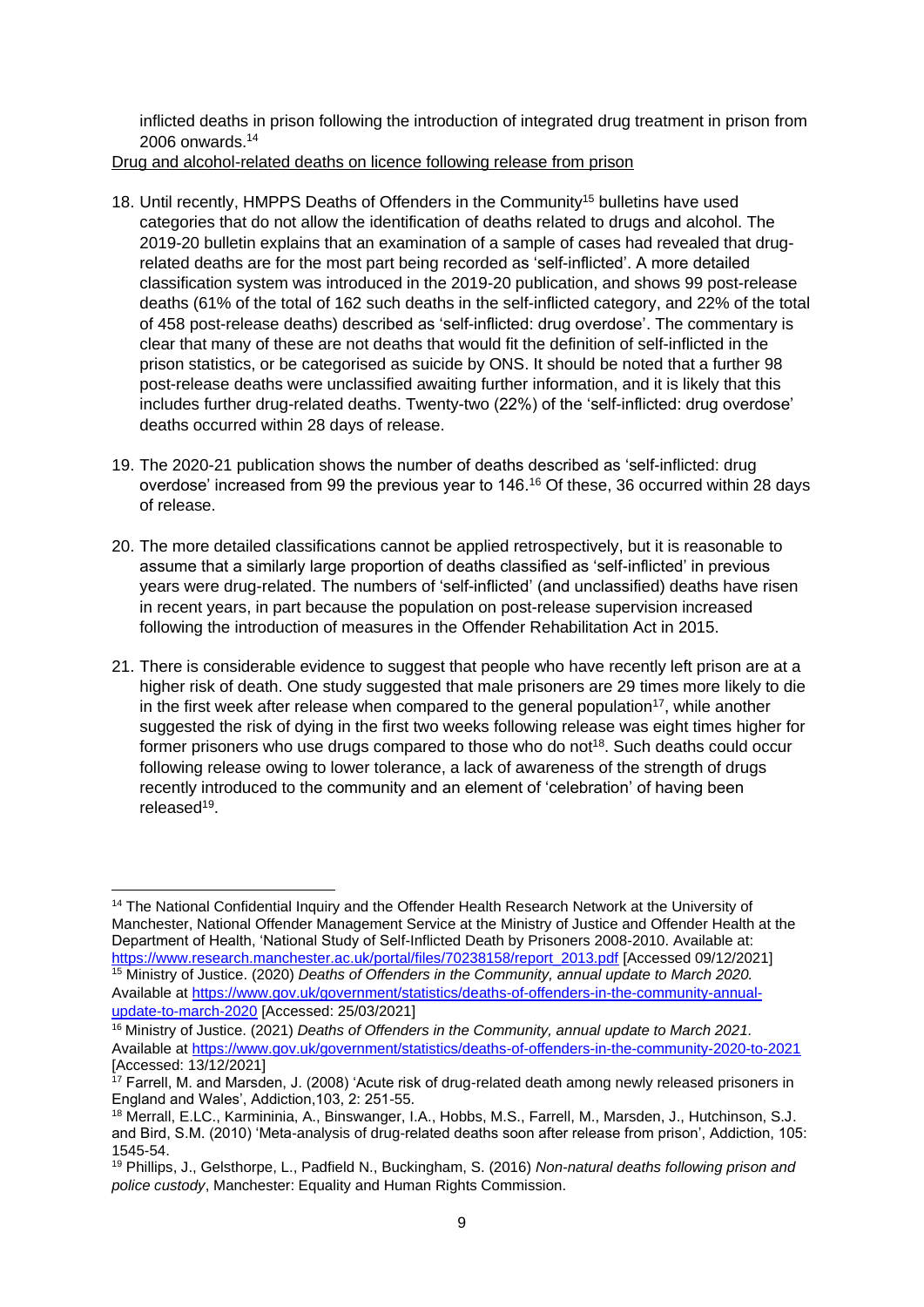inflicted deaths in prison following the introduction of integrated drug treatment in prison from 2006 onwards.[14]

Drug and alcohol-related deaths on licence following release from prison

18. Until recently, HMPPS Deaths of Offenders in the Community[15] bulletins have used categories that do not allow the identification of deaths related to drugs and alcohol. The 2019-20 bulletin explains that an examination of a sample of cases had revealed that drug-related deaths are for the most part being recorded as 'self-inflicted'. A more detailed classification system was introduced in the 2019-20 publication, and shows 99 post-release deaths (61% of the total of 162 such deaths in the self-inflicted category, and 22% of the total of 458 post-release deaths) described as 'self-inflicted: drug overdose'. The commentary is clear that many of these are not deaths that would fit the definition of self-inflicted in the prison statistics, or be categorised as suicide by ONS. It should be noted that a further 98 post-release deaths were unclassified awaiting further information, and it is likely that this includes further drug-related deaths. Twenty-two (22%) of the 'self-inflicted: drug overdose' deaths occurred within 28 days of release.

19. The 2020-21 publication shows the number of deaths described as 'self-inflicted: drug overdose' increased from 99 the previous year to 146.[16] Of these, 36 occurred within 28 days of release.

20. The more detailed classifications cannot be applied retrospectively, but it is reasonable to assume that a similarly large proportion of deaths classified as 'self-inflicted' in previous years were drug-related. The numbers of 'self-inflicted' (and unclassified) deaths have risen in recent years, in part because the population on post-release supervision increased following the introduction of measures in the Offender Rehabilitation Act in 2015.

21. There is considerable evidence to suggest that people who have recently left prison are at a higher risk of death. One study suggested that male prisoners are 29 times more likely to die in the first week after release when compared to the general population[17], while another suggested the risk of dying in the first two weeks following release was eight times higher for former prisoners who use drugs compared to those who do not[18]. Such deaths could occur following release owing to lower tolerance, a lack of awareness of the strength of drugs recently introduced to the community and an element of 'celebration' of having been released[19].

---

[14] The National Confidential Inquiry and the Offender Health Research Network at the University of Manchester, National Offender Management Service at the Ministry of Justice and Offender Health at the Department of Health, 'National Study of Self-Inflicted Death by Prisoners 2008-2010. Available at: https://www.research.manchester.ac.uk/portal/files/70238158/report_2013.pdf [Accessed 09/12/2021]

[15] Ministry of Justice. (2020) *Deaths of Offenders in the Community, annual update to March 2020.* Available at https://www.gov.uk/government/statistics/deaths-of-offenders-in-the-community-annual-update-to-march-2020 [Accessed: 25/03/2021]

[16] Ministry of Justice. (2021) *Deaths of Offenders in the Community, annual update to March 2021.* Available at https://www.gov.uk/government/statistics/deaths-of-offenders-in-the-community-2020-to-2021 [Accessed: 13/12/2021]

[17] Farrell, M. and Marsden, J. (2008) 'Acute risk of drug-related death among newly released prisoners in England and Wales', Addiction,103, 2: 251-55.

[18] Merrall, E.LC., Kariminia, A., Binswanger, I.A., Hobbs, M.S., Farrell, M., Marsden, J., Hutchinson, S.J. and Bird, S.M. (2010) 'Meta-analysis of drug-related deaths soon after release from prison', Addiction, 105: 1545-54.

[19] Phillips, J., Gelsthorpe, L., Padfield N., Buckingham, S. (2016) *Non-natural deaths following prison and police custody*, Manchester: Equality and Human Rights Commission.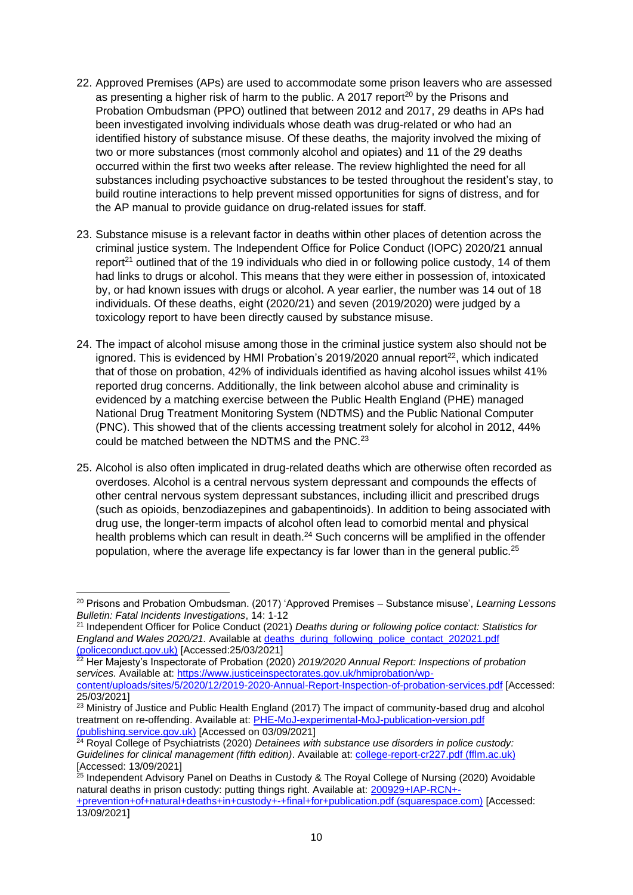22. Approved Premises (APs) are used to accommodate some prison leavers who are assessed as presenting a higher risk of harm to the public. A 2017 report[20] by the Prisons and Probation Ombudsman (PPO) outlined that between 2012 and 2017, 29 deaths in APs had been investigated involving individuals whose death was drug-related or who had an identified history of substance misuse. Of these deaths, the majority involved the mixing of two or more substances (most commonly alcohol and opiates) and 11 of the 29 deaths occurred within the first two weeks after release. The review highlighted the need for all substances including psychoactive substances to be tested throughout the resident's stay, to build routine interactions to help prevent missed opportunities for signs of distress, and for the AP manual to provide guidance on drug-related issues for staff.

23. Substance misuse is a relevant factor in deaths within other places of detention across the criminal justice system. The Independent Office for Police Conduct (IOPC) 2020/21 annual report[21] outlined that of the 19 individuals who died in or following police custody, 14 of them had links to drugs or alcohol. This means that they were either in possession of, intoxicated by, or had known issues with drugs or alcohol. A year earlier, the number was 14 out of 18 individuals. Of these deaths, eight (2020/21) and seven (2019/2020) were judged by a toxicology report to have been directly caused by substance misuse.

24. The impact of alcohol misuse among those in the criminal justice system also should not be ignored. This is evidenced by HMI Probation's 2019/2020 annual report[22], which indicated that of those on probation, 42% of individuals identified as having alcohol issues whilst 41% reported drug concerns. Additionally, the link between alcohol abuse and criminality is evidenced by a matching exercise between the Public Health England (PHE) managed National Drug Treatment Monitoring System (NDTMS) and the Public National Computer (PNC). This showed that of the clients accessing treatment solely for alcohol in 2012, 44% could be matched between the NDTMS and the PNC.[23]

25. Alcohol is also often implicated in drug-related deaths which are otherwise often recorded as overdoses. Alcohol is a central nervous system depressant and compounds the effects of other central nervous system depressant substances, including illicit and prescribed drugs (such as opioids, benzodiazepines and gabapentinoids). In addition to being associated with drug use, the longer-term impacts of alcohol often lead to comorbid mental and physical health problems which can result in death.[24] Such concerns will be amplified in the offender population, where the average life expectancy is far lower than in the general public.[25]

---

[20] Prisons and Probation Ombudsman. (2017) 'Approved Premises – Substance misuse', *Learning Lessons Bulletin: Fatal Incidents Investigations*, 14: 1-12

[21] Independent Officer for Police Conduct (2021) *Deaths during or following police contact: Statistics for England and Wales 2020/21.* Available at deaths_during_following_police_contact_202021.pdf (policeconduct.gov.uk) [Accessed:25/03/2021]

[22] Her Majesty's Inspectorate of Probation (2020) *2019/2020 Annual Report: Inspections of probation services.* Available at: https://www.justiceinspectorates.gov.uk/hmiprobation/wp-content/uploads/sites/5/2020/12/2019-2020-Annual-Report-Inspection-of-probation-services.pdf [Accessed: 25/03/2021]

[23] Ministry of Justice and Public Health England (2017) The impact of community-based drug and alcohol treatment on re-offending. Available at: PHE-MoJ-experimental-MoJ-publication-version.pdf (publishing.service.gov.uk) [Accessed on 03/09/2021]

[24] Royal College of Psychiatrists (2020) *Detainees with substance use disorders in police custody: Guidelines for clinical management (fifth edition)*. Available at: college-report-cr227.pdf (fflm.ac.uk) [Accessed: 13/09/2021]

[25] Independent Advisory Panel on Deaths in Custody & The Royal College of Nursing (2020) Avoidable natural deaths in prison custody: putting things right. Available at: 200929+IAP-RCN+-+prevention+of+natural+deaths+in+custody+-+final+for+publication.pdf (squarespace.com) [Accessed: 13/09/2021]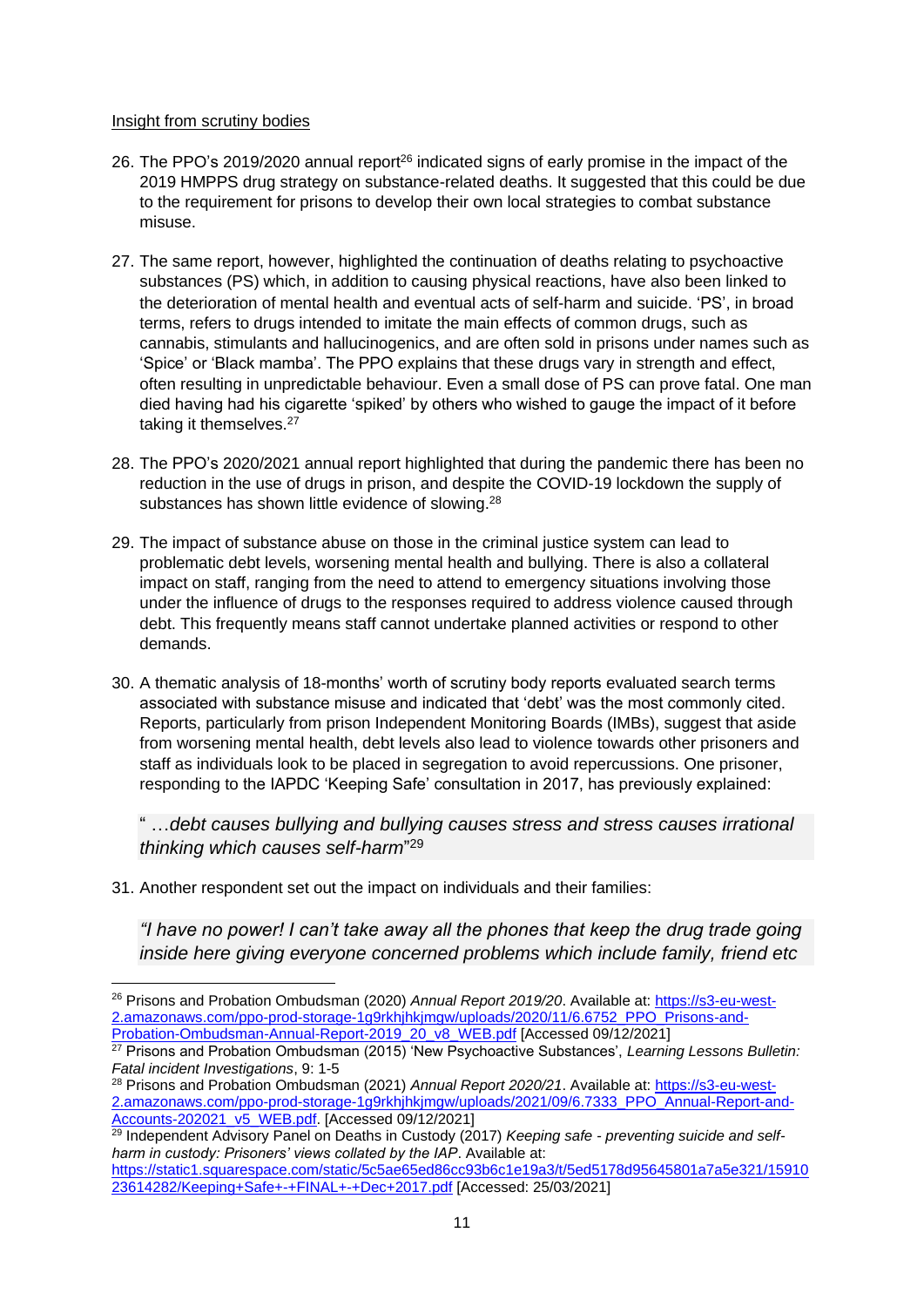Insight from scrutiny bodies

26. The PPO's 2019/2020 annual report[26] indicated signs of early promise in the impact of the 2019 HMPPS drug strategy on substance-related deaths. It suggested that this could be due to the requirement for prisons to develop their own local strategies to combat substance misuse.

27. The same report, however, highlighted the continuation of deaths relating to psychoactive substances (PS) which, in addition to causing physical reactions, have also been linked to the deterioration of mental health and eventual acts of self-harm and suicide. 'PS', in broad terms, refers to drugs intended to imitate the main effects of common drugs, such as cannabis, stimulants and hallucinogenics, and are often sold in prisons under names such as 'Spice' or 'Black mamba'. The PPO explains that these drugs vary in strength and effect, often resulting in unpredictable behaviour. Even a small dose of PS can prove fatal. One man died having had his cigarette 'spiked' by others who wished to gauge the impact of it before taking it themselves.[27]

28. The PPO's 2020/2021 annual report highlighted that during the pandemic there has been no reduction in the use of drugs in prison, and despite the COVID-19 lockdown the supply of substances has shown little evidence of slowing.[28]

29. The impact of substance abuse on those in the criminal justice system can lead to problematic debt levels, worsening mental health and bullying. There is also a collateral impact on staff, ranging from the need to attend to emergency situations involving those under the influence of drugs to the responses required to address violence caused through debt. This frequently means staff cannot undertake planned activities or respond to other demands.

30. A thematic analysis of 18-months' worth of scrutiny body reports evaluated search terms associated with substance misuse and indicated that 'debt' was the most commonly cited. Reports, particularly from prison Independent Monitoring Boards (IMBs), suggest that aside from worsening mental health, debt levels also lead to violence towards other prisoners and staff as individuals look to be placed in segregation to avoid repercussions. One prisoner, responding to the IAPDC 'Keeping Safe' consultation in 2017, has previously explained:

> " …*debt causes bullying and bullying causes stress and stress causes irrational thinking which causes self-harm*"[29]

31. Another respondent set out the impact on individuals and their families:

> *"I have no power! I can't take away all the phones that keep the drug trade going inside here giving everyone concerned problems which include family, friend etc*

---

[26] Prisons and Probation Ombudsman (2020) *Annual Report 2019/20*. Available at: https://s3-eu-west-2.amazonaws.com/ppo-prod-storage-1g9rkhjhkjmgw/uploads/2020/11/6.6752_PPO_Prisons-and-Probation-Ombudsman-Annual-Report-2019_20_v8_WEB.pdf [Accessed 09/12/2021]

[27] Prisons and Probation Ombudsman (2015) 'New Psychoactive Substances', *Learning Lessons Bulletin: Fatal incident Investigations*, 9: 1-5

[28] Prisons and Probation Ombudsman (2021) *Annual Report 2020/21*. Available at: https://s3-eu-west-2.amazonaws.com/ppo-prod-storage-1g9rkhjhkjmgw/uploads/2021/09/6.7333_PPO_Annual-Report-and-Accounts-202021_v5_WEB.pdf. [Accessed 09/12/2021]

[29] Independent Advisory Panel on Deaths in Custody (2017) *Keeping safe - preventing suicide and self-harm in custody: Prisoners' views collated by the IAP*. Available at: https://static1.squarespace.com/static/5c5ae65ed86cc93b6c1e19a3/t/5ed5178d95645801a7a5e321/1591023614282/Keeping+Safe+-+FINAL+-+Dec+2017.pdf [Accessed: 25/03/2021]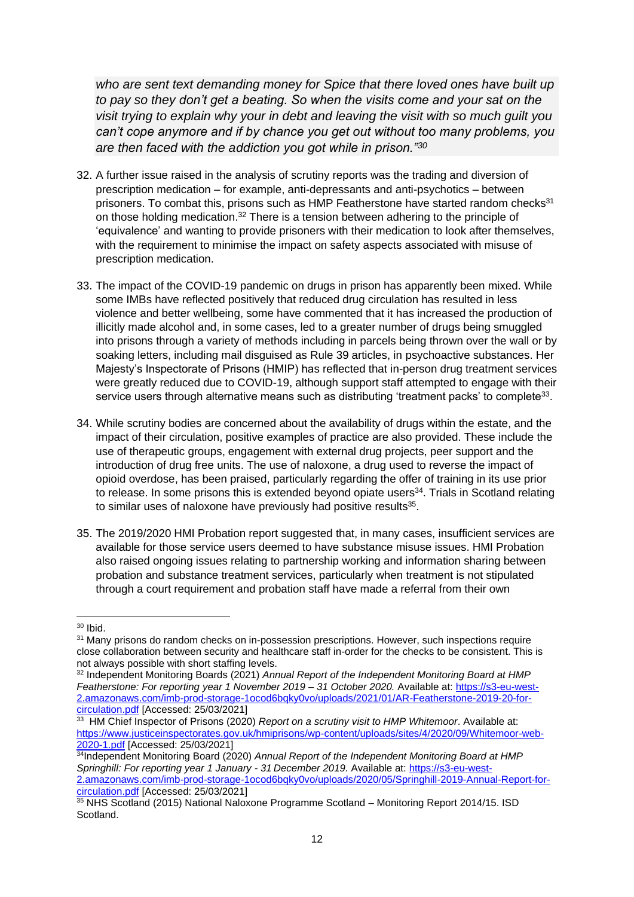*who are sent text demanding money for Spice that there loved ones have built up to pay so they don't get a beating. So when the visits come and your sat on the visit trying to explain why your in debt and leaving the visit with so much guilt you can't cope anymore and if by chance you get out without too many problems, you are then faced with the addiction you got while in prison."*[30]

32. A further issue raised in the analysis of scrutiny reports was the trading and diversion of prescription medication – for example, anti-depressants and anti-psychotics – between prisoners. To combat this, prisons such as HMP Featherstone have started random checks[31] on those holding medication.[32] There is a tension between adhering to the principle of 'equivalence' and wanting to provide prisoners with their medication to look after themselves, with the requirement to minimise the impact on safety aspects associated with misuse of prescription medication.

33. The impact of the COVID-19 pandemic on drugs in prison has apparently been mixed. While some IMBs have reflected positively that reduced drug circulation has resulted in less violence and better wellbeing, some have commented that it has increased the production of illicitly made alcohol and, in some cases, led to a greater number of drugs being smuggled into prisons through a variety of methods including in parcels being thrown over the wall or by soaking letters, including mail disguised as Rule 39 articles, in psychoactive substances. Her Majesty's Inspectorate of Prisons (HMIP) has reflected that in-person drug treatment services were greatly reduced due to COVID-19, although support staff attempted to engage with their service users through alternative means such as distributing 'treatment packs' to complete[33].

34. While scrutiny bodies are concerned about the availability of drugs within the estate, and the impact of their circulation, positive examples of practice are also provided. These include the use of therapeutic groups, engagement with external drug projects, peer support and the introduction of drug free units. The use of naloxone, a drug used to reverse the impact of opioid overdose, has been praised, particularly regarding the offer of training in its use prior to release. In some prisons this is extended beyond opiate users[34]. Trials in Scotland relating to similar uses of naloxone have previously had positive results[35].

35. The 2019/2020 HMI Probation report suggested that, in many cases, insufficient services are available for those service users deemed to have substance misuse issues. HMI Probation also raised ongoing issues relating to partnership working and information sharing between probation and substance treatment services, particularly when treatment is not stipulated through a court requirement and probation staff have made a referral from their own

---

[30] Ibid.

[31] Many prisons do random checks on in-possession prescriptions. However, such inspections require close collaboration between security and healthcare staff in-order for the checks to be consistent. This is not always possible with short staffing levels.

[32] Independent Monitoring Boards (2021) *Annual Report of the Independent Monitoring Board at HMP Featherstone: For reporting year 1 November 2019 – 31 October 2020.* Available at: https://s3-eu-west-2.amazonaws.com/imb-prod-storage-1ocod6bqky0vo/uploads/2021/01/AR-Featherstone-2019-20-for-circulation.pdf [Accessed: 25/03/2021]

[33] HM Chief Inspector of Prisons (2020) *Report on a scrutiny visit to HMP Whitemoor*. Available at: https://www.justiceinspectorates.gov.uk/hmiprisons/wp-content/uploads/sites/4/2020/09/Whitemoor-web-2020-1.pdf [Accessed: 25/03/2021]

[34] Independent Monitoring Board (2020) *Annual Report of the Independent Monitoring Board at HMP Springhill: For reporting year 1 January - 31 December 2019.* Available at: https://s3-eu-west-2.amazonaws.com/imb-prod-storage-1ocod6bqky0vo/uploads/2020/05/Springhill-2019-Annual-Report-for-circulation.pdf [Accessed: 25/03/2021]

[35] NHS Scotland (2015) National Naloxone Programme Scotland – Monitoring Report 2014/15. ISD Scotland.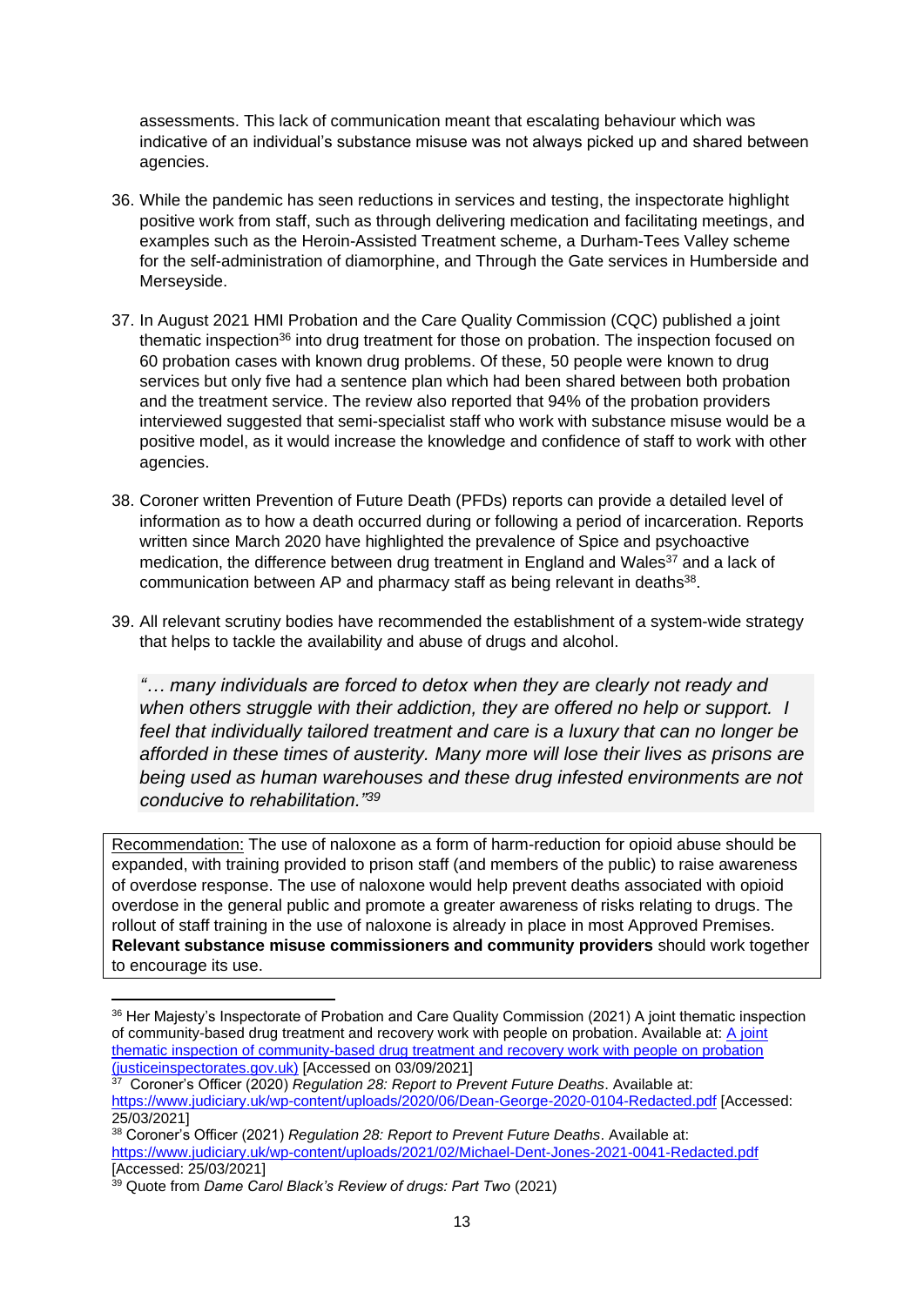assessments. This lack of communication meant that escalating behaviour which was indicative of an individual's substance misuse was not always picked up and shared between agencies.

36. While the pandemic has seen reductions in services and testing, the inspectorate highlight positive work from staff, such as through delivering medication and facilitating meetings, and examples such as the Heroin-Assisted Treatment scheme, a Durham-Tees Valley scheme for the self-administration of diamorphine, and Through the Gate services in Humberside and Merseyside.

37. In August 2021 HMI Probation and the Care Quality Commission (CQC) published a joint thematic inspection[36] into drug treatment for those on probation. The inspection focused on 60 probation cases with known drug problems. Of these, 50 people were known to drug services but only five had a sentence plan which had been shared between both probation and the treatment service. The review also reported that 94% of the probation providers interviewed suggested that semi-specialist staff who work with substance misuse would be a positive model, as it would increase the knowledge and confidence of staff to work with other agencies.

38. Coroner written Prevention of Future Death (PFDs) reports can provide a detailed level of information as to how a death occurred during or following a period of incarceration. Reports written since March 2020 have highlighted the prevalence of Spice and psychoactive medication, the difference between drug treatment in England and Wales[37] and a lack of communication between AP and pharmacy staff as being relevant in deaths[38].

39. All relevant scrutiny bodies have recommended the establishment of a system-wide strategy that helps to tackle the availability and abuse of drugs and alcohol.

> *"… many individuals are forced to detox when they are clearly not ready and when others struggle with their addiction, they are offered no help or support. I feel that individually tailored treatment and care is a luxury that can no longer be afforded in these times of austerity. Many more will lose their lives as prisons are being used as human warehouses and these drug infested environments are not conducive to rehabilitation."*[39]

<u>Recommendation:</u> The use of naloxone as a form of harm-reduction for opioid abuse should be expanded, with training provided to prison staff (and members of the public) to raise awareness of overdose response. The use of naloxone would help prevent deaths associated with opioid overdose in the general public and promote a greater awareness of risks relating to drugs. The rollout of staff training in the use of naloxone is already in place in most Approved Premises. **Relevant substance misuse commissioners and community providers** should work together to encourage its use.

---

[36] Her Majesty's Inspectorate of Probation and Care Quality Commission (2021) A joint thematic inspection of community-based drug treatment and recovery work with people on probation. Available at: [A joint thematic inspection of community-based drug treatment and recovery work with people on probation (justiceinspectorates.gov.uk)](justiceinspectorates.gov.uk) [Accessed on 03/09/2021]

[37] Coroner's Officer (2020) *Regulation 28: Report to Prevent Future Deaths*. Available at: https://www.judiciary.uk/wp-content/uploads/2020/06/Dean-George-2020-0104-Redacted.pdf [Accessed: 25/03/2021]

[38] Coroner's Officer (2021) *Regulation 28: Report to Prevent Future Deaths*. Available at: https://www.judiciary.uk/wp-content/uploads/2021/02/Michael-Dent-Jones-2021-0041-Redacted.pdf [Accessed: 25/03/2021]

[39] Quote from *Dame Carol Black's Review of drugs: Part Two* (2021)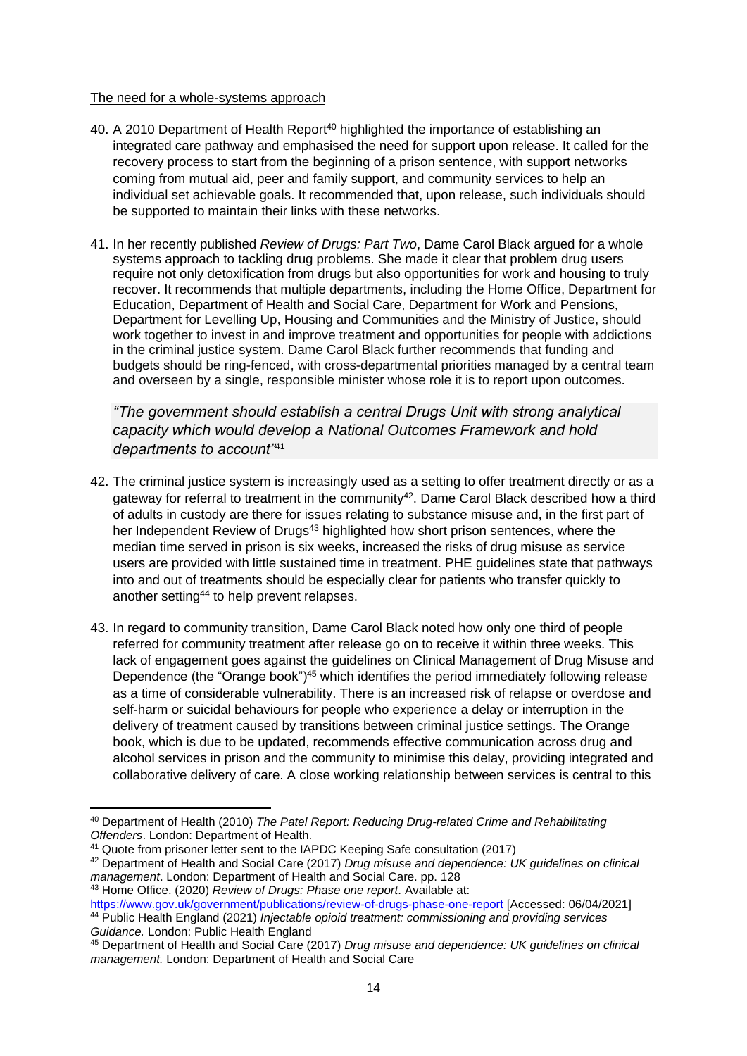The need for a whole-systems approach

40. A 2010 Department of Health Report[40] highlighted the importance of establishing an integrated care pathway and emphasised the need for support upon release. It called for the recovery process to start from the beginning of a prison sentence, with support networks coming from mutual aid, peer and family support, and community services to help an individual set achievable goals. It recommended that, upon release, such individuals should be supported to maintain their links with these networks.

41. In her recently published *Review of Drugs: Part Two*, Dame Carol Black argued for a whole systems approach to tackling drug problems. She made it clear that problem drug users require not only detoxification from drugs but also opportunities for work and housing to truly recover. It recommends that multiple departments, including the Home Office, Department for Education, Department of Health and Social Care, Department for Work and Pensions, Department for Levelling Up, Housing and Communities and the Ministry of Justice, should work together to invest in and improve treatment and opportunities for people with addictions in the criminal justice system. Dame Carol Black further recommends that funding and budgets should be ring-fenced, with cross-departmental priorities managed by a central team and overseen by a single, responsible minister whose role it is to report upon outcomes.

> *"The government should establish a central Drugs Unit with strong analytical capacity which would develop a National Outcomes Framework and hold departments to account"*[41]

42. The criminal justice system is increasingly used as a setting to offer treatment directly or as a gateway for referral to treatment in the community[42]. Dame Carol Black described how a third of adults in custody are there for issues relating to substance misuse and, in the first part of her Independent Review of Drugs[43] highlighted how short prison sentences, where the median time served in prison is six weeks, increased the risks of drug misuse as service users are provided with little sustained time in treatment. PHE guidelines state that pathways into and out of treatments should be especially clear for patients who transfer quickly to another setting[44] to help prevent relapses.

43. In regard to community transition, Dame Carol Black noted how only one third of people referred for community treatment after release go on to receive it within three weeks. This lack of engagement goes against the guidelines on Clinical Management of Drug Misuse and Dependence (the "Orange book")[45] which identifies the period immediately following release as a time of considerable vulnerability. There is an increased risk of relapse or overdose and self-harm or suicidal behaviours for people who experience a delay or interruption in the delivery of treatment caused by transitions between criminal justice settings. The Orange book, which is due to be updated, recommends effective communication across drug and alcohol services in prison and the community to minimise this delay, providing integrated and collaborative delivery of care. A close working relationship between services is central to this

---

[40] Department of Health (2010) *The Patel Report: Reducing Drug-related Crime and Rehabilitating Offenders*. London: Department of Health.

[41] Quote from prisoner letter sent to the IAPDC Keeping Safe consultation (2017)

[42] Department of Health and Social Care (2017) *Drug misuse and dependence: UK guidelines on clinical management*. London: Department of Health and Social Care. pp. 128

[43] Home Office. (2020) *Review of Drugs: Phase one report*. Available at: https://www.gov.uk/government/publications/review-of-drugs-phase-one-report [Accessed: 06/04/2021]

[44] Public Health England (2021) *Injectable opioid treatment: commissioning and providing services Guidance.* London: Public Health England

[45] Department of Health and Social Care (2017) *Drug misuse and dependence: UK guidelines on clinical management.* London: Department of Health and Social Care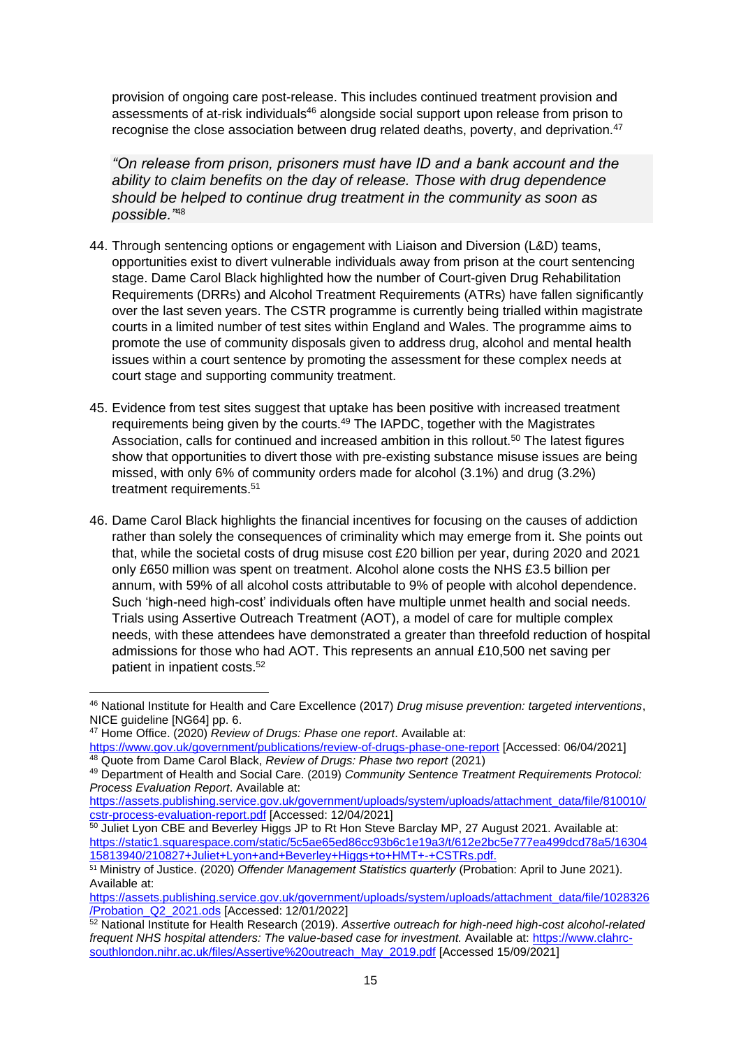provision of ongoing care post-release. This includes continued treatment provision and assessments of at-risk individuals[46] alongside social support upon release from prison to recognise the close association between drug related deaths, poverty, and deprivation.[47]

> *"On release from prison, prisoners must have ID and a bank account and the ability to claim benefits on the day of release. Those with drug dependence should be helped to continue drug treatment in the community as soon as possible."*[48]

44. Through sentencing options or engagement with Liaison and Diversion (L&D) teams, opportunities exist to divert vulnerable individuals away from prison at the court sentencing stage. Dame Carol Black highlighted how the number of Court-given Drug Rehabilitation Requirements (DRRs) and Alcohol Treatment Requirements (ATRs) have fallen significantly over the last seven years. The CSTR programme is currently being trialled within magistrate courts in a limited number of test sites within England and Wales. The programme aims to promote the use of community disposals given to address drug, alcohol and mental health issues within a court sentence by promoting the assessment for these complex needs at court stage and supporting community treatment.

45. Evidence from test sites suggest that uptake has been positive with increased treatment requirements being given by the courts.[49] The IAPDC, together with the Magistrates Association, calls for continued and increased ambition in this rollout.[50] The latest figures show that opportunities to divert those with pre-existing substance misuse issues are being missed, with only 6% of community orders made for alcohol (3.1%) and drug (3.2%) treatment requirements.[51]

46. Dame Carol Black highlights the financial incentives for focusing on the causes of addiction rather than solely the consequences of criminality which may emerge from it. She points out that, while the societal costs of drug misuse cost £20 billion per year, during 2020 and 2021 only £650 million was spent on treatment. Alcohol alone costs the NHS £3.5 billion per annum, with 59% of all alcohol costs attributable to 9% of people with alcohol dependence. Such 'high-need high-cost' individuals often have multiple unmet health and social needs. Trials using Assertive Outreach Treatment (AOT), a model of care for multiple complex needs, with these attendees have demonstrated a greater than threefold reduction of hospital admissions for those who had AOT. This represents an annual £10,500 net saving per patient in inpatient costs.[52]

---

[46] National Institute for Health and Care Excellence (2017) *Drug misuse prevention: targeted interventions*, NICE guideline [NG64] pp. 6.

[47] Home Office. (2020) *Review of Drugs: Phase one report*. Available at: https://www.gov.uk/government/publications/review-of-drugs-phase-one-report [Accessed: 06/04/2021]

[48] Quote from Dame Carol Black, *Review of Drugs: Phase two report* (2021)

[49] Department of Health and Social Care. (2019) *Community Sentence Treatment Requirements Protocol: Process Evaluation Report*. Available at: https://assets.publishing.service.gov.uk/government/uploads/system/uploads/attachment_data/file/810010/cstr-process-evaluation-report.pdf [Accessed: 12/04/2021]

[50] Juliet Lyon CBE and Beverley Higgs JP to Rt Hon Steve Barclay MP, 27 August 2021. Available at: https://static1.squarespace.com/static/5c5ae65ed86cc93b6c1e19a3/t/612e2bc5e777ea499dcd78a5/1630415813940/210827+Juliet+Lyon+and+Beverley+Higgs+to+HMT+-+CSTRs.pdf.

[51] Ministry of Justice. (2020) *Offender Management Statistics quarterly* (Probation: April to June 2021). Available at: https://assets.publishing.service.gov.uk/government/uploads/system/uploads/attachment_data/file/1028326/Probation_Q2_2021.ods [Accessed: 12/01/2022]

[52] National Institute for Health Research (2019). *Assertive outreach for high-need high-cost alcohol-related frequent NHS hospital attenders: The value-based case for investment.* Available at: https://www.clahrc-southlondon.nihr.ac.uk/files/Assertive%20outreach_May_2019.pdf [Accessed 15/09/2021]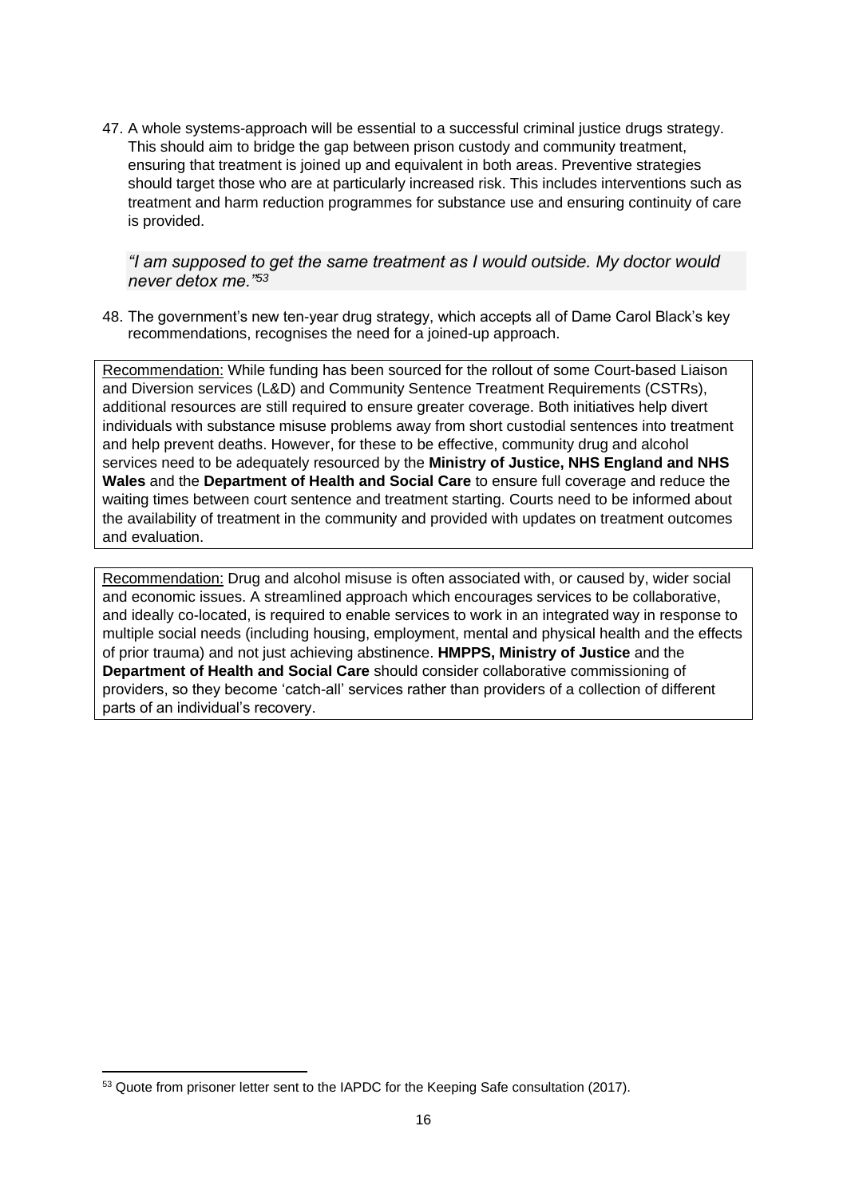47. A whole systems-approach will be essential to a successful criminal justice drugs strategy. This should aim to bridge the gap between prison custody and community treatment, ensuring that treatment is joined up and equivalent in both areas. Preventive strategies should target those who are at particularly increased risk. This includes interventions such as treatment and harm reduction programmes for substance use and ensuring continuity of care is provided.

> *"I am supposed to get the same treatment as I would outside. My doctor would never detox me."*[53]

48. The government's new ten-year drug strategy, which accepts all of Dame Carol Black's key recommendations, recognises the need for a joined-up approach.

<u>Recommendation:</u> While funding has been sourced for the rollout of some Court-based Liaison and Diversion services (L&D) and Community Sentence Treatment Requirements (CSTRs), additional resources are still required to ensure greater coverage. Both initiatives help divert individuals with substance misuse problems away from short custodial sentences into treatment and help prevent deaths. However, for these to be effective, community drug and alcohol services need to be adequately resourced by the **Ministry of Justice, NHS England and NHS Wales** and the **Department of Health and Social Care** to ensure full coverage and reduce the waiting times between court sentence and treatment starting. Courts need to be informed about the availability of treatment in the community and provided with updates on treatment outcomes and evaluation.

<u>Recommendation:</u> Drug and alcohol misuse is often associated with, or caused by, wider social and economic issues. A streamlined approach which encourages services to be collaborative, and ideally co-located, is required to enable services to work in an integrated way in response to multiple social needs (including housing, employment, mental and physical health and the effects of prior trauma) and not just achieving abstinence. **HMPPS, Ministry of Justice** and the **Department of Health and Social Care** should consider collaborative commissioning of providers, so they become 'catch-all' services rather than providers of a collection of different parts of an individual's recovery.

[53] Quote from prisoner letter sent to the IAPDC for the Keeping Safe consultation (2017).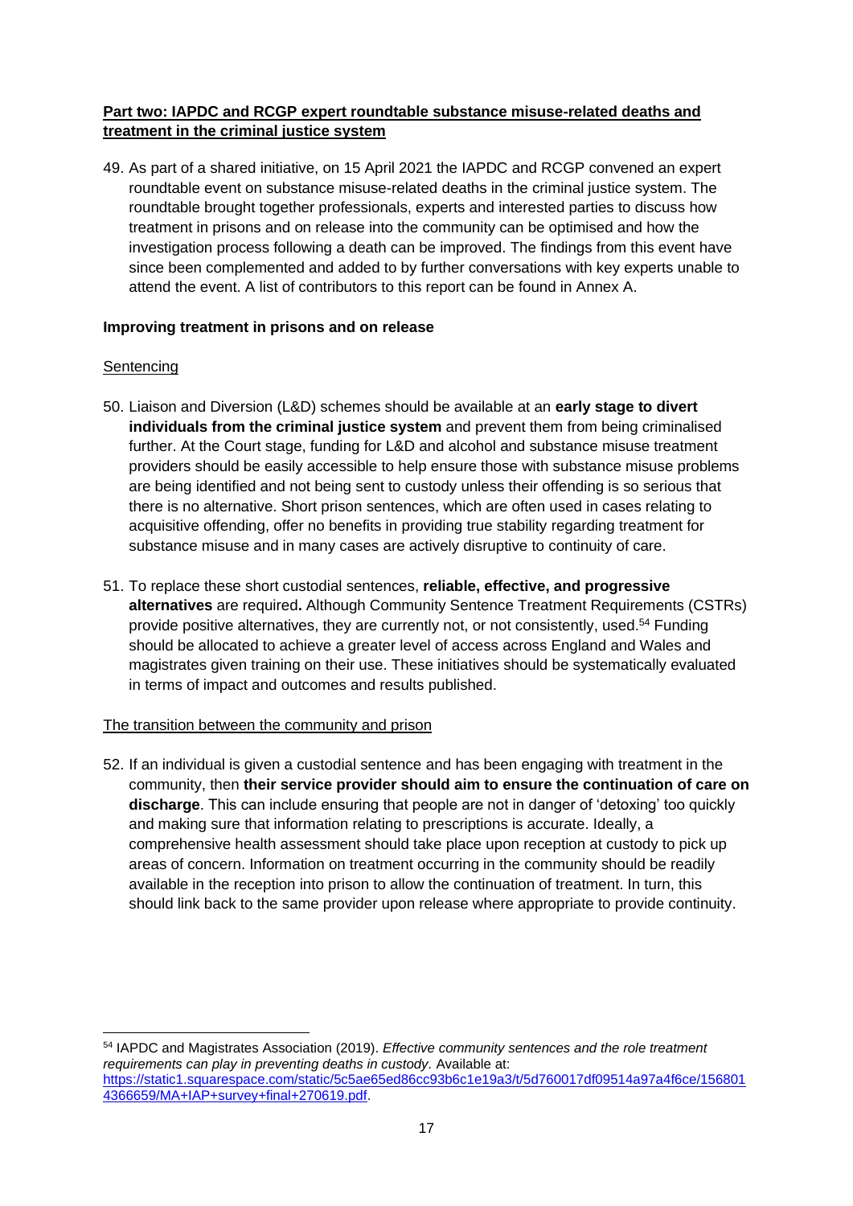**Part two: IAPDC and RCGP expert roundtable substance misuse-related deaths and treatment in the criminal justice system**

49. As part of a shared initiative, on 15 April 2021 the IAPDC and RCGP convened an expert roundtable event on substance misuse-related deaths in the criminal justice system. The roundtable brought together professionals, experts and interested parties to discuss how treatment in prisons and on release into the community can be optimised and how the investigation process following a death can be improved. The findings from this event have since been complemented and added to by further conversations with key experts unable to attend the event. A list of contributors to this report can be found in Annex A.

**Improving treatment in prisons and on release**

Sentencing

50. Liaison and Diversion (L&D) schemes should be available at an **early stage to divert individuals from the criminal justice system** and prevent them from being criminalised further. At the Court stage, funding for L&D and alcohol and substance misuse treatment providers should be easily accessible to help ensure those with substance misuse problems are being identified and not being sent to custody unless their offending is so serious that there is no alternative. Short prison sentences, which are often used in cases relating to acquisitive offending, offer no benefits in providing true stability regarding treatment for substance misuse and in many cases are actively disruptive to continuity of care.

51. To replace these short custodial sentences, **reliable, effective, and progressive alternatives** are required**.** Although Community Sentence Treatment Requirements (CSTRs) provide positive alternatives, they are currently not, or not consistently, used.[54] Funding should be allocated to achieve a greater level of access across England and Wales and magistrates given training on their use. These initiatives should be systematically evaluated in terms of impact and outcomes and results published.

The transition between the community and prison

52. If an individual is given a custodial sentence and has been engaging with treatment in the community, then **their service provider should aim to ensure the continuation of care on discharge**. This can include ensuring that people are not in danger of 'detoxing' too quickly and making sure that information relating to prescriptions is accurate. Ideally, a comprehensive health assessment should take place upon reception at custody to pick up areas of concern. Information on treatment occurring in the community should be readily available in the reception into prison to allow the continuation of treatment. In turn, this should link back to the same provider upon release where appropriate to provide continuity.

---

[54] IAPDC and Magistrates Association (2019). *Effective community sentences and the role treatment requirements can play in preventing deaths in custody.* Available at: https://static1.squarespace.com/static/5c5ae65ed86cc93b6c1e19a3/t/5d760017df09514a97a4f6ce/1568014366659/MA+IAP+survey+final+270619.pdf.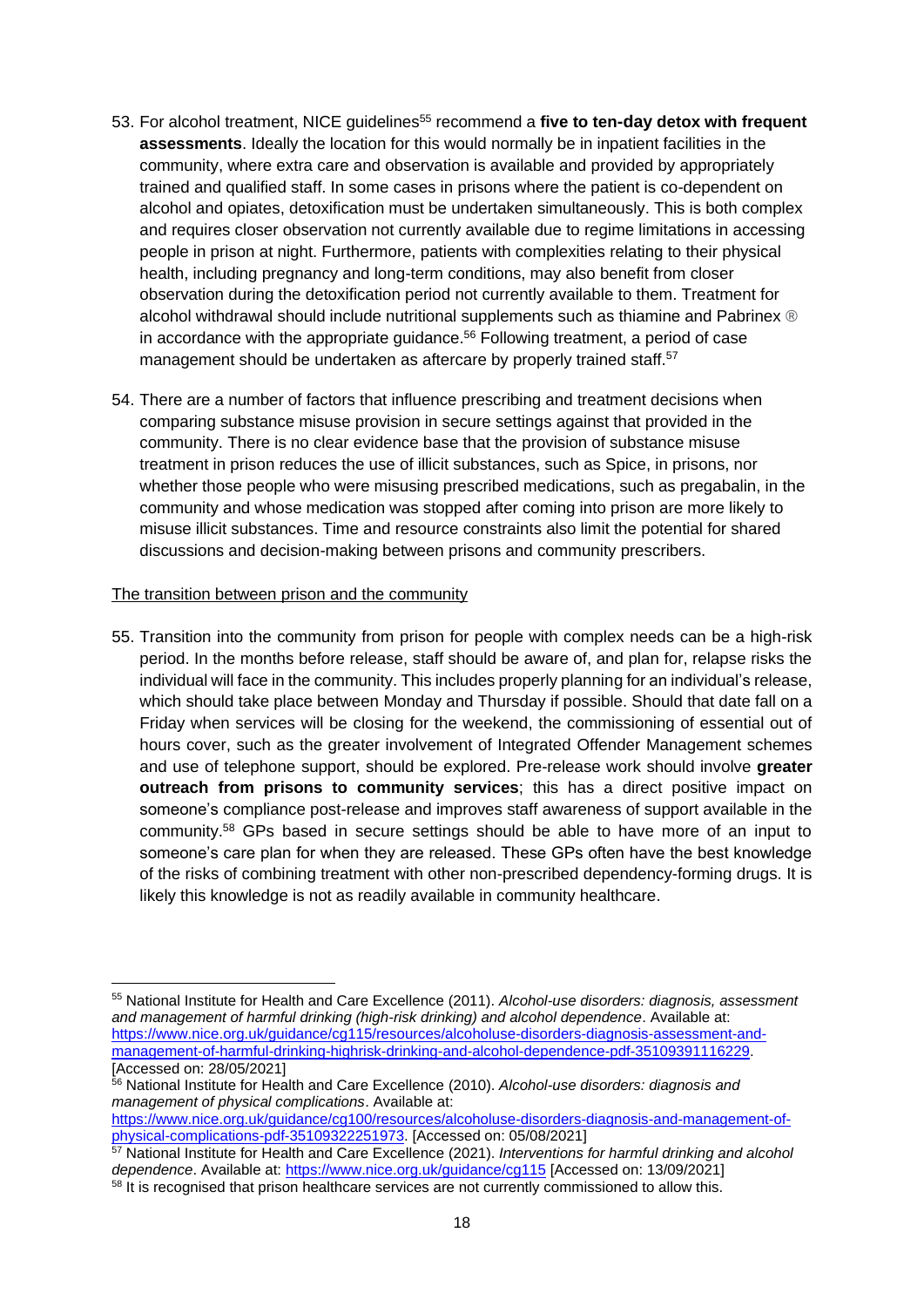53. For alcohol treatment, NICE guidelines[55] recommend a **five to ten-day detox with frequent assessments**. Ideally the location for this would normally be in inpatient facilities in the community, where extra care and observation is available and provided by appropriately trained and qualified staff. In some cases in prisons where the patient is co-dependent on alcohol and opiates, detoxification must be undertaken simultaneously. This is both complex and requires closer observation not currently available due to regime limitations in accessing people in prison at night. Furthermore, patients with complexities relating to their physical health, including pregnancy and long-term conditions, may also benefit from closer observation during the detoxification period not currently available to them. Treatment for alcohol withdrawal should include nutritional supplements such as thiamine and Pabrinex ® in accordance with the appropriate guidance.[56] Following treatment, a period of case management should be undertaken as aftercare by properly trained staff.[57]

54. There are a number of factors that influence prescribing and treatment decisions when comparing substance misuse provision in secure settings against that provided in the community. There is no clear evidence base that the provision of substance misuse treatment in prison reduces the use of illicit substances, such as Spice, in prisons, nor whether those people who were misusing prescribed medications, such as pregabalin, in the community and whose medication was stopped after coming into prison are more likely to misuse illicit substances. Time and resource constraints also limit the potential for shared discussions and decision-making between prisons and community prescribers.

<u>The transition between prison and the community</u>

55. Transition into the community from prison for people with complex needs can be a high-risk period. In the months before release, staff should be aware of, and plan for, relapse risks the individual will face in the community. This includes properly planning for an individual's release, which should take place between Monday and Thursday if possible. Should that date fall on a Friday when services will be closing for the weekend, the commissioning of essential out of hours cover, such as the greater involvement of Integrated Offender Management schemes and use of telephone support, should be explored. Pre-release work should involve **greater outreach from prisons to community services**; this has a direct positive impact on someone's compliance post-release and improves staff awareness of support available in the community.[58] GPs based in secure settings should be able to have more of an input to someone's care plan for when they are released. These GPs often have the best knowledge of the risks of combining treatment with other non-prescribed dependency-forming drugs. It is likely this knowledge is not as readily available in community healthcare.

---

[55] National Institute for Health and Care Excellence (2011). *Alcohol-use disorders: diagnosis, assessment and management of harmful drinking (high-risk drinking) and alcohol dependence*. Available at: https://www.nice.org.uk/guidance/cg115/resources/alcoholuse-disorders-diagnosis-assessment-and-management-of-harmful-drinking-highrisk-drinking-and-alcohol-dependence-pdf-35109391116229. [Accessed on: 28/05/2021]

[56] National Institute for Health and Care Excellence (2010). *Alcohol-use disorders: diagnosis and management of physical complications*. Available at: https://www.nice.org.uk/guidance/cg100/resources/alcoholuse-disorders-diagnosis-and-management-of-physical-complications-pdf-35109322251973. [Accessed on: 05/08/2021]

[57] National Institute for Health and Care Excellence (2021). *Interventions for harmful drinking and alcohol dependence*. Available at: https://www.nice.org.uk/guidance/cg115 [Accessed on: 13/09/2021]

[58] It is recognised that prison healthcare services are not currently commissioned to allow this.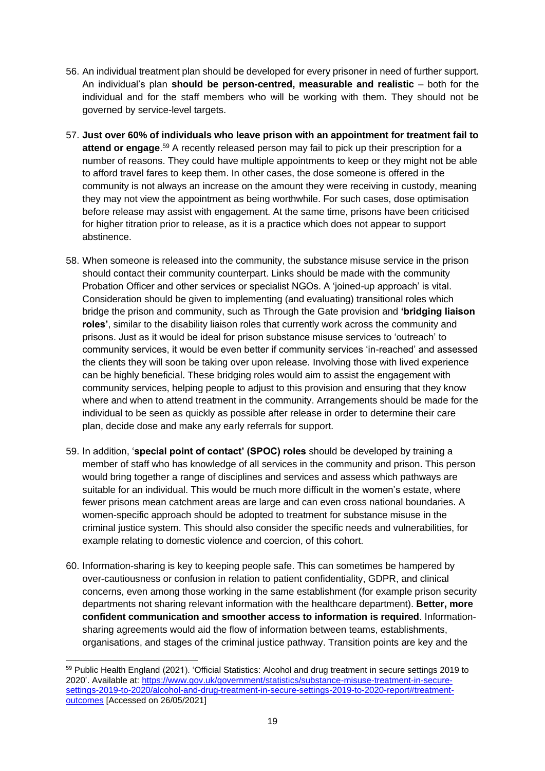56. An individual treatment plan should be developed for every prisoner in need of further support. An individual's plan **should be person-centred, measurable and realistic** – both for the individual and for the staff members who will be working with them. They should not be governed by service-level targets.

57. **Just over 60% of individuals who leave prison with an appointment for treatment fail to attend or engage**.[59] A recently released person may fail to pick up their prescription for a number of reasons. They could have multiple appointments to keep or they might not be able to afford travel fares to keep them. In other cases, the dose someone is offered in the community is not always an increase on the amount they were receiving in custody, meaning they may not view the appointment as being worthwhile. For such cases, dose optimisation before release may assist with engagement. At the same time, prisons have been criticised for higher titration prior to release, as it is a practice which does not appear to support abstinence.

58. When someone is released into the community, the substance misuse service in the prison should contact their community counterpart. Links should be made with the community Probation Officer and other services or specialist NGOs. A 'joined-up approach' is vital. Consideration should be given to implementing (and evaluating) transitional roles which bridge the prison and community, such as Through the Gate provision and **'bridging liaison roles'**, similar to the disability liaison roles that currently work across the community and prisons. Just as it would be ideal for prison substance misuse services to 'outreach' to community services, it would be even better if community services 'in-reached' and assessed the clients they will soon be taking over upon release. Involving those with lived experience can be highly beneficial. These bridging roles would aim to assist the engagement with community services, helping people to adjust to this provision and ensuring that they know where and when to attend treatment in the community. Arrangements should be made for the individual to be seen as quickly as possible after release in order to determine their care plan, decide dose and make any early referrals for support.

59. In addition, '**special point of contact' (SPOC) roles** should be developed by training a member of staff who has knowledge of all services in the community and prison. This person would bring together a range of disciplines and services and assess which pathways are suitable for an individual. This would be much more difficult in the women's estate, where fewer prisons mean catchment areas are large and can even cross national boundaries. A women-specific approach should be adopted to treatment for substance misuse in the criminal justice system. This should also consider the specific needs and vulnerabilities, for example relating to domestic violence and coercion, of this cohort.

60. Information-sharing is key to keeping people safe. This can sometimes be hampered by over-cautiousness or confusion in relation to patient confidentiality, GDPR, and clinical concerns, even among those working in the same establishment (for example prison security departments not sharing relevant information with the healthcare department). **Better, more confident communication and smoother access to information is required**. Information-sharing agreements would aid the flow of information between teams, establishments, organisations, and stages of the criminal justice pathway. Transition points are key and the

---

[59] Public Health England (2021). 'Official Statistics: Alcohol and drug treatment in secure settings 2019 to 2020'. Available at: https://www.gov.uk/government/statistics/substance-misuse-treatment-in-secure-settings-2019-to-2020/alcohol-and-drug-treatment-in-secure-settings-2019-to-2020-report#treatment-outcomes [Accessed on 26/05/2021]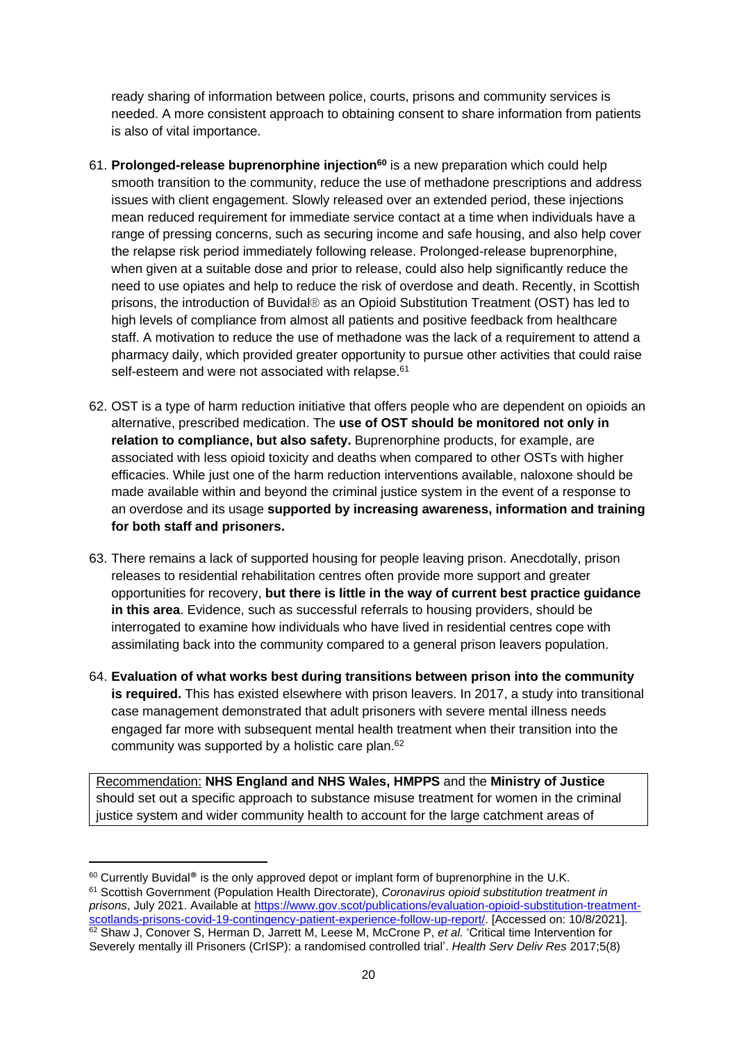ready sharing of information between police, courts, prisons and community services is needed. A more consistent approach to obtaining consent to share information from patients is also of vital importance.

61. **Prolonged-release buprenorphine injection**[60] is a new preparation which could help smooth transition to the community, reduce the use of methadone prescriptions and address issues with client engagement. Slowly released over an extended period, these injections mean reduced requirement for immediate service contact at a time when individuals have a range of pressing concerns, such as securing income and safe housing, and also help cover the relapse risk period immediately following release. Prolonged-release buprenorphine, when given at a suitable dose and prior to release, could also help significantly reduce the need to use opiates and help to reduce the risk of overdose and death. Recently, in Scottish prisons, the introduction of Buvidal® as an Opioid Substitution Treatment (OST) has led to high levels of compliance from almost all patients and positive feedback from healthcare staff. A motivation to reduce the use of methadone was the lack of a requirement to attend a pharmacy daily, which provided greater opportunity to pursue other activities that could raise self-esteem and were not associated with relapse.[61]

62. OST is a type of harm reduction initiative that offers people who are dependent on opioids an alternative, prescribed medication. The **use of OST should be monitored not only in relation to compliance, but also safety.** Buprenorphine products, for example, are associated with less opioid toxicity and deaths when compared to other OSTs with higher efficacies. While just one of the harm reduction interventions available, naloxone should be made available within and beyond the criminal justice system in the event of a response to an overdose and its usage **supported by increasing awareness, information and training for both staff and prisoners.**

63. There remains a lack of supported housing for people leaving prison. Anecdotally, prison releases to residential rehabilitation centres often provide more support and greater opportunities for recovery, **but there is little in the way of current best practice guidance in this area**. Evidence, such as successful referrals to housing providers, should be interrogated to examine how individuals who have lived in residential centres cope with assimilating back into the community compared to a general prison leavers population.

64. **Evaluation of what works best during transitions between prison into the community is required.** This has existed elsewhere with prison leavers. In 2017, a study into transitional case management demonstrated that adult prisoners with severe mental illness needs engaged far more with subsequent mental health treatment when their transition into the community was supported by a holistic care plan.[62]

Recommendation: **NHS England and NHS Wales, HMPPS** and the **Ministry of Justice** should set out a specific approach to substance misuse treatment for women in the criminal justice system and wider community health to account for the large catchment areas of

---

[60] Currently Buvidal® is the only approved depot or implant form of buprenorphine in the U.K.

[61] Scottish Government (Population Health Directorate), *Coronavirus opioid substitution treatment in prisons*, July 2021. Available at https://www.gov.scot/publications/evaluation-opioid-substitution-treatment-scotlands-prisons-covid-19-contingency-patient-experience-follow-up-report/. [Accessed on: 10/8/2021].

[62] Shaw J, Conover S, Herman D, Jarrett M, Leese M, McCrone P, *et al.* 'Critical time Intervention for Severely mentally ill Prisoners (CrISP): a randomised controlled trial'. *Health Serv Deliv Res* 2017;5(8)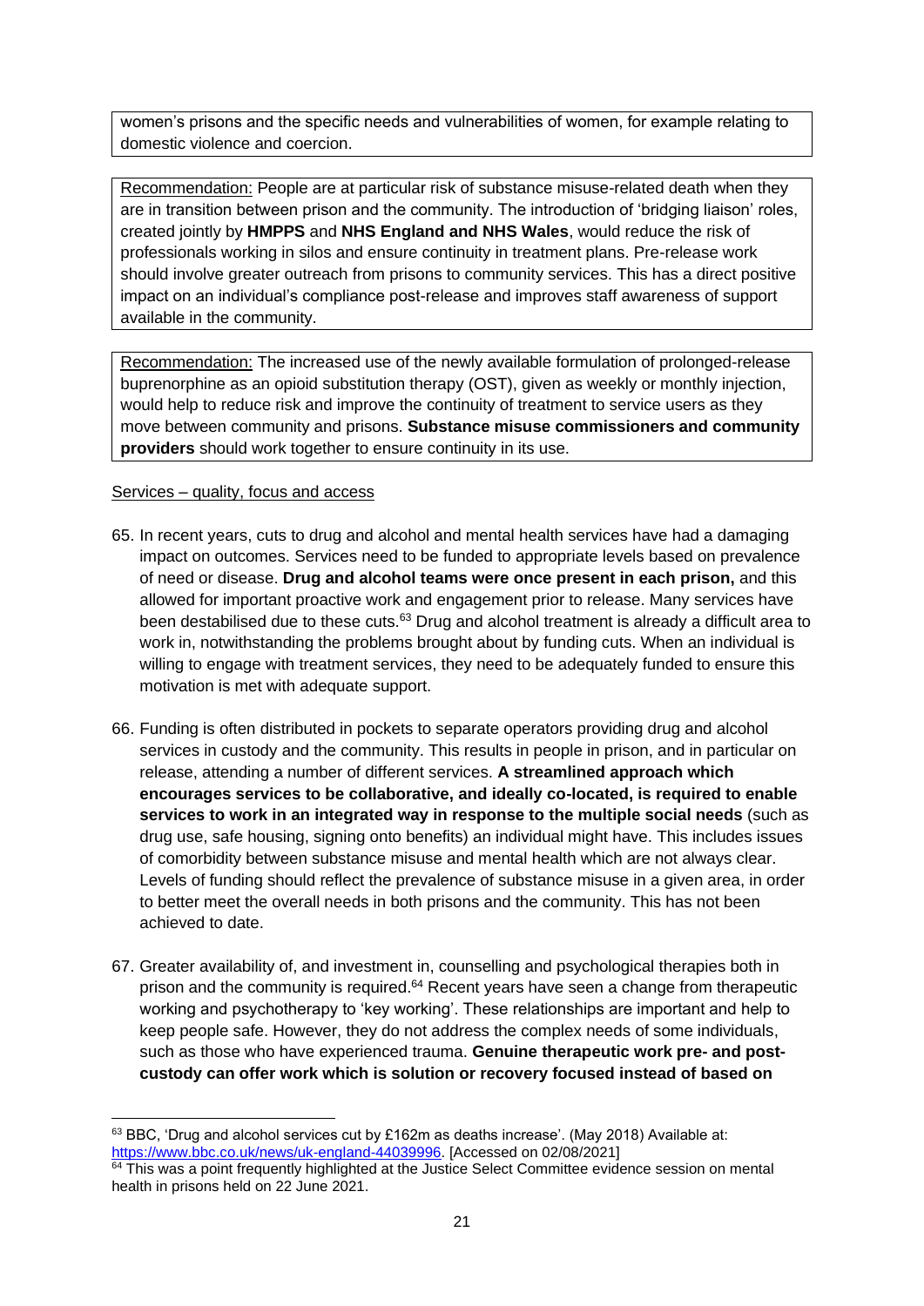women's prisons and the specific needs and vulnerabilities of women, for example relating to domestic violence and coercion.

Recommendation: People are at particular risk of substance misuse-related death when they are in transition between prison and the community. The introduction of 'bridging liaison' roles, created jointly by **HMPPS** and **NHS England and NHS Wales**, would reduce the risk of professionals working in silos and ensure continuity in treatment plans. Pre-release work should involve greater outreach from prisons to community services. This has a direct positive impact on an individual's compliance post-release and improves staff awareness of support available in the community.

Recommendation: The increased use of the newly available formulation of prolonged-release buprenorphine as an opioid substitution therapy (OST), given as weekly or monthly injection, would help to reduce risk and improve the continuity of treatment to service users as they move between community and prisons. **Substance misuse commissioners and community providers** should work together to ensure continuity in its use.

Services – quality, focus and access

65. In recent years, cuts to drug and alcohol and mental health services have had a damaging impact on outcomes. Services need to be funded to appropriate levels based on prevalence of need or disease. **Drug and alcohol teams were once present in each prison,** and this allowed for important proactive work and engagement prior to release. Many services have been destabilised due to these cuts.[63] Drug and alcohol treatment is already a difficult area to work in, notwithstanding the problems brought about by funding cuts. When an individual is willing to engage with treatment services, they need to be adequately funded to ensure this motivation is met with adequate support.

66. Funding is often distributed in pockets to separate operators providing drug and alcohol services in custody and the community. This results in people in prison, and in particular on release, attending a number of different services. **A streamlined approach which encourages services to be collaborative, and ideally co-located, is required to enable services to work in an integrated way in response to the multiple social needs** (such as drug use, safe housing, signing onto benefits) an individual might have. This includes issues of comorbidity between substance misuse and mental health which are not always clear. Levels of funding should reflect the prevalence of substance misuse in a given area, in order to better meet the overall needs in both prisons and the community. This has not been achieved to date.

67. Greater availability of, and investment in, counselling and psychological therapies both in prison and the community is required.[64] Recent years have seen a change from therapeutic working and psychotherapy to 'key working'. These relationships are important and help to keep people safe. However, they do not address the complex needs of some individuals, such as those who have experienced trauma. **Genuine therapeutic work pre- and post-custody can offer work which is solution or recovery focused instead of based on**

[63] BBC, 'Drug and alcohol services cut by £162m as deaths increase'. (May 2018) Available at: https://www.bbc.co.uk/news/uk-england-44039996. [Accessed on 02/08/2021]

[64] This was a point frequently highlighted at the Justice Select Committee evidence session on mental health in prisons held on 22 June 2021.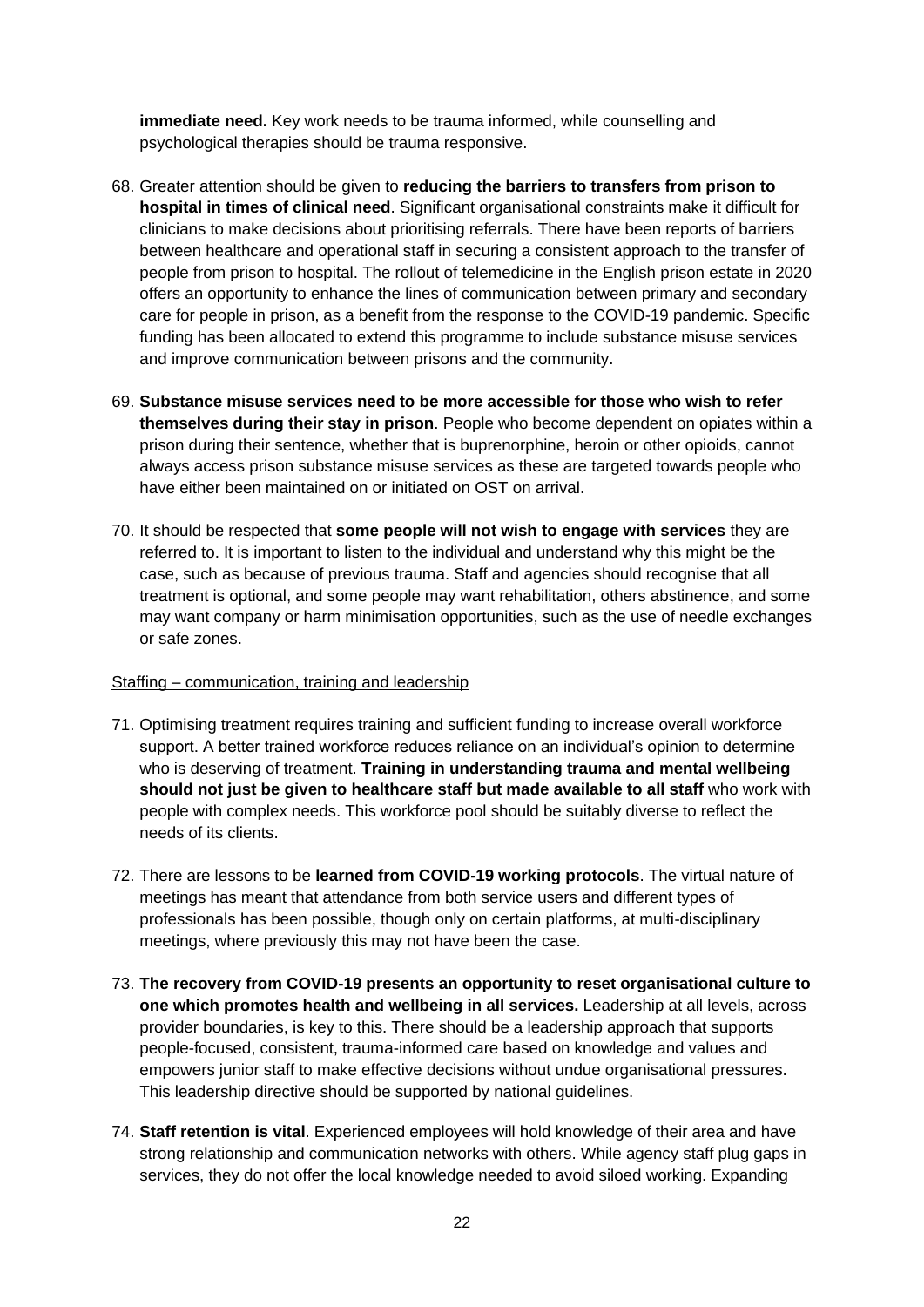**immediate need.** Key work needs to be trauma informed, while counselling and psychological therapies should be trauma responsive.

68. Greater attention should be given to **reducing the barriers to transfers from prison to hospital in times of clinical need**. Significant organisational constraints make it difficult for clinicians to make decisions about prioritising referrals. There have been reports of barriers between healthcare and operational staff in securing a consistent approach to the transfer of people from prison to hospital. The rollout of telemedicine in the English prison estate in 2020 offers an opportunity to enhance the lines of communication between primary and secondary care for people in prison, as a benefit from the response to the COVID-19 pandemic. Specific funding has been allocated to extend this programme to include substance misuse services and improve communication between prisons and the community.

69. **Substance misuse services need to be more accessible for those who wish to refer themselves during their stay in prison**. People who become dependent on opiates within a prison during their sentence, whether that is buprenorphine, heroin or other opioids, cannot always access prison substance misuse services as these are targeted towards people who have either been maintained on or initiated on OST on arrival.

70. It should be respected that **some people will not wish to engage with services** they are referred to. It is important to listen to the individual and understand why this might be the case, such as because of previous trauma. Staff and agencies should recognise that all treatment is optional, and some people may want rehabilitation, others abstinence, and some may want company or harm minimisation opportunities, such as the use of needle exchanges or safe zones.

<u>Staffing – communication, training and leadership</u>

71. Optimising treatment requires training and sufficient funding to increase overall workforce support. A better trained workforce reduces reliance on an individual's opinion to determine who is deserving of treatment. **Training in understanding trauma and mental wellbeing should not just be given to healthcare staff but made available to all staff** who work with people with complex needs. This workforce pool should be suitably diverse to reflect the needs of its clients.

72. There are lessons to be **learned from COVID-19 working protocols**. The virtual nature of meetings has meant that attendance from both service users and different types of professionals has been possible, though only on certain platforms, at multi-disciplinary meetings, where previously this may not have been the case.

73. **The recovery from COVID-19 presents an opportunity to reset organisational culture to one which promotes health and wellbeing in all services.** Leadership at all levels, across provider boundaries, is key to this. There should be a leadership approach that supports people-focused, consistent, trauma-informed care based on knowledge and values and empowers junior staff to make effective decisions without undue organisational pressures. This leadership directive should be supported by national guidelines.

74. **Staff retention is vital**. Experienced employees will hold knowledge of their area and have strong relationship and communication networks with others. While agency staff plug gaps in services, they do not offer the local knowledge needed to avoid siloed working. Expanding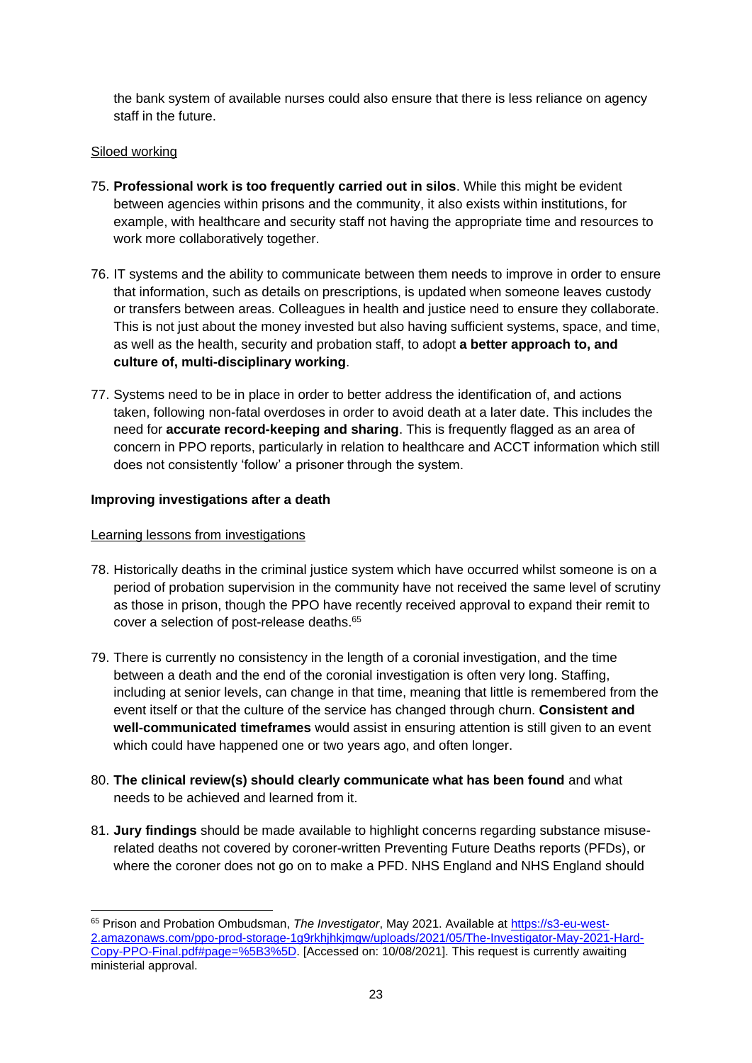the bank system of available nurses could also ensure that there is less reliance on agency staff in the future.

Siloed working

75. **Professional work is too frequently carried out in silos**. While this might be evident between agencies within prisons and the community, it also exists within institutions, for example, with healthcare and security staff not having the appropriate time and resources to work more collaboratively together.

76. IT systems and the ability to communicate between them needs to improve in order to ensure that information, such as details on prescriptions, is updated when someone leaves custody or transfers between areas. Colleagues in health and justice need to ensure they collaborate. This is not just about the money invested but also having sufficient systems, space, and time, as well as the health, security and probation staff, to adopt **a better approach to, and culture of, multi-disciplinary working**.

77. Systems need to be in place in order to better address the identification of, and actions taken, following non-fatal overdoses in order to avoid death at a later date. This includes the need for **accurate record-keeping and sharing**. This is frequently flagged as an area of concern in PPO reports, particularly in relation to healthcare and ACCT information which still does not consistently 'follow' a prisoner through the system.

**Improving investigations after a death**

Learning lessons from investigations

78. Historically deaths in the criminal justice system which have occurred whilst someone is on a period of probation supervision in the community have not received the same level of scrutiny as those in prison, though the PPO have recently received approval to expand their remit to cover a selection of post-release deaths.[65]

79. There is currently no consistency in the length of a coronial investigation, and the time between a death and the end of the coronial investigation is often very long. Staffing, including at senior levels, can change in that time, meaning that little is remembered from the event itself or that the culture of the service has changed through churn. **Consistent and well-communicated timeframes** would assist in ensuring attention is still given to an event which could have happened one or two years ago, and often longer.

80. **The clinical review(s) should clearly communicate what has been found** and what needs to be achieved and learned from it.

81. **Jury findings** should be made available to highlight concerns regarding substance misuse-related deaths not covered by coroner-written Preventing Future Deaths reports (PFDs), or where the coroner does not go on to make a PFD. NHS England and NHS England should

---

[65] Prison and Probation Ombudsman, *The Investigator*, May 2021. Available at https://s3-eu-west-2.amazonaws.com/ppo-prod-storage-1g9rkhjhkjmgw/uploads/2021/05/The-Investigator-May-2021-Hard-Copy-PPO-Final.pdf#page=%5B3%5D. [Accessed on: 10/08/2021]. This request is currently awaiting ministerial approval.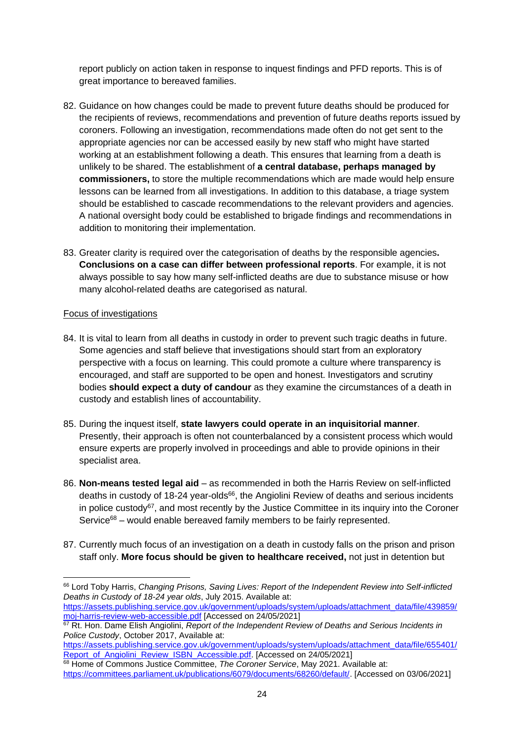report publicly on action taken in response to inquest findings and PFD reports. This is of great importance to bereaved families.

82. Guidance on how changes could be made to prevent future deaths should be produced for the recipients of reviews, recommendations and prevention of future deaths reports issued by coroners. Following an investigation, recommendations made often do not get sent to the appropriate agencies nor can be accessed easily by new staff who might have started working at an establishment following a death. This ensures that learning from a death is unlikely to be shared. The establishment of **a central database, perhaps managed by commissioners,** to store the multiple recommendations which are made would help ensure lessons can be learned from all investigations. In addition to this database, a triage system should be established to cascade recommendations to the relevant providers and agencies. A national oversight body could be established to brigade findings and recommendations in addition to monitoring their implementation.

83. Greater clarity is required over the categorisation of deaths by the responsible agencies**. Conclusions on a case can differ between professional reports**. For example, it is not always possible to say how many self-inflicted deaths are due to substance misuse or how many alcohol-related deaths are categorised as natural.

<u>Focus of investigations</u>

84. It is vital to learn from all deaths in custody in order to prevent such tragic deaths in future. Some agencies and staff believe that investigations should start from an exploratory perspective with a focus on learning. This could promote a culture where transparency is encouraged, and staff are supported to be open and honest. Investigators and scrutiny bodies **should expect a duty of candour** as they examine the circumstances of a death in custody and establish lines of accountability.

85. During the inquest itself, **state lawyers could operate in an inquisitorial manner**. Presently, their approach is often not counterbalanced by a consistent process which would ensure experts are properly involved in proceedings and able to provide opinions in their specialist area.

86. **Non-means tested legal aid** – as recommended in both the Harris Review on self-inflicted deaths in custody of 18-24 year-olds[66], the Angiolini Review of deaths and serious incidents in police custody[67], and most recently by the Justice Committee in its inquiry into the Coroner Service[68] – would enable bereaved family members to be fairly represented.

87. Currently much focus of an investigation on a death in custody falls on the prison and prison staff only. **More focus should be given to healthcare received,** not just in detention but

---

[66] Lord Toby Harris, *Changing Prisons, Saving Lives: Report of the Independent Review into Self-inflicted Deaths in Custody of 18-24 year olds*, July 2015. Available at: https://assets.publishing.service.gov.uk/government/uploads/system/uploads/attachment_data/file/439859/moj-harris-review-web-accessible.pdf [Accessed on 24/05/2021]

[67] Rt. Hon. Dame Elish Angiolini, *Report of the Independent Review of Deaths and Serious Incidents in Police Custody*, October 2017, Available at: https://assets.publishing.service.gov.uk/government/uploads/system/uploads/attachment_data/file/655401/Report_of_Angiolini_Review_ISBN_Accessible.pdf. [Accessed on 24/05/2021]

[68] Home of Commons Justice Committee, *The Coroner Service*, May 2021. Available at: https://committees.parliament.uk/publications/6079/documents/68260/default/. [Accessed on 03/06/2021]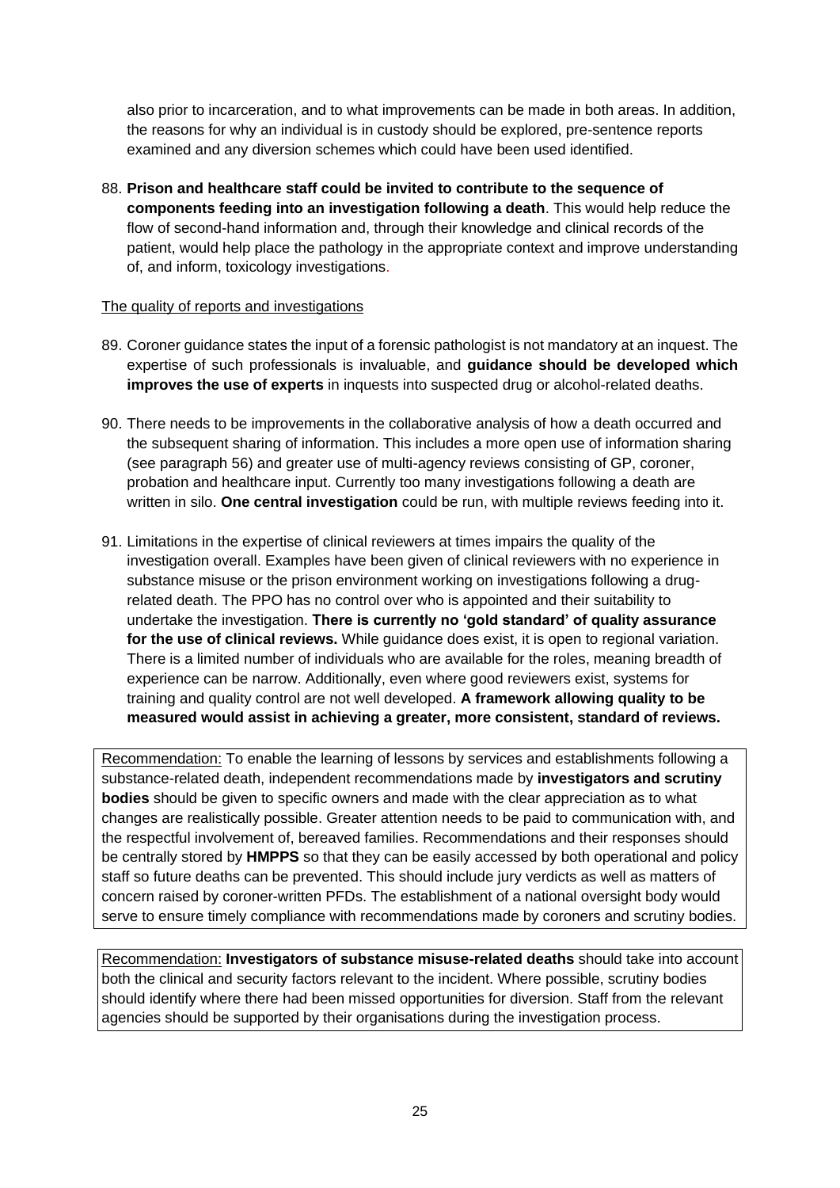also prior to incarceration, and to what improvements can be made in both areas. In addition, the reasons for why an individual is in custody should be explored, pre-sentence reports examined and any diversion schemes which could have been used identified.

88. **Prison and healthcare staff could be invited to contribute to the sequence of components feeding into an investigation following a death**. This would help reduce the flow of second-hand information and, through their knowledge and clinical records of the patient, would help place the pathology in the appropriate context and improve understanding of, and inform, toxicology investigations.

The quality of reports and investigations

89. Coroner guidance states the input of a forensic pathologist is not mandatory at an inquest. The expertise of such professionals is invaluable, and **guidance should be developed which improves the use of experts** in inquests into suspected drug or alcohol-related deaths.

90. There needs to be improvements in the collaborative analysis of how a death occurred and the subsequent sharing of information. This includes a more open use of information sharing (see paragraph 56) and greater use of multi-agency reviews consisting of GP, coroner, probation and healthcare input. Currently too many investigations following a death are written in silo. **One central investigation** could be run, with multiple reviews feeding into it.

91. Limitations in the expertise of clinical reviewers at times impairs the quality of the investigation overall. Examples have been given of clinical reviewers with no experience in substance misuse or the prison environment working on investigations following a drug-related death. The PPO has no control over who is appointed and their suitability to undertake the investigation. **There is currently no 'gold standard' of quality assurance for the use of clinical reviews.** While guidance does exist, it is open to regional variation. There is a limited number of individuals who are available for the roles, meaning breadth of experience can be narrow. Additionally, even where good reviewers exist, systems for training and quality control are not well developed. **A framework allowing quality to be measured would assist in achieving a greater, more consistent, standard of reviews.**

Recommendation: To enable the learning of lessons by services and establishments following a substance-related death, independent recommendations made by **investigators and scrutiny bodies** should be given to specific owners and made with the clear appreciation as to what changes are realistically possible. Greater attention needs to be paid to communication with, and the respectful involvement of, bereaved families. Recommendations and their responses should be centrally stored by **HMPPS** so that they can be easily accessed by both operational and policy staff so future deaths can be prevented. This should include jury verdicts as well as matters of concern raised by coroner-written PFDs. The establishment of a national oversight body would serve to ensure timely compliance with recommendations made by coroners and scrutiny bodies.

Recommendation: **Investigators of substance misuse-related deaths** should take into account both the clinical and security factors relevant to the incident. Where possible, scrutiny bodies should identify where there had been missed opportunities for diversion. Staff from the relevant agencies should be supported by their organisations during the investigation process.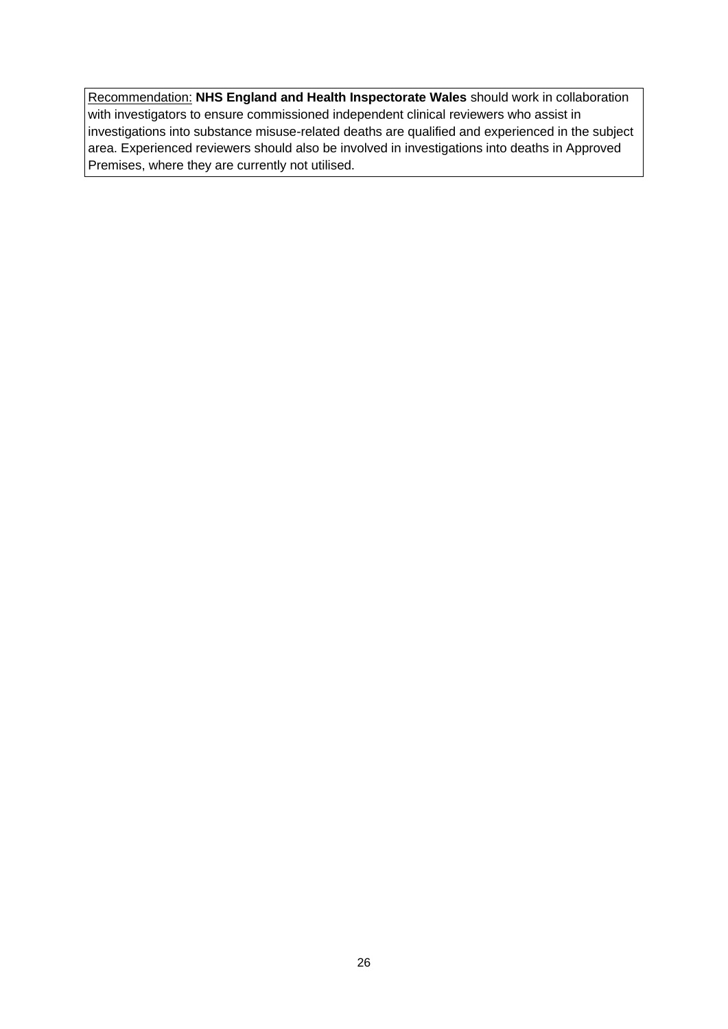<u>Recommendation:</u> **NHS England and Health Inspectorate Wales** should work in collaboration with investigators to ensure commissioned independent clinical reviewers who assist in investigations into substance misuse-related deaths are qualified and experienced in the subject area. Experienced reviewers should also be involved in investigations into deaths in Approved Premises, where they are currently not utilised.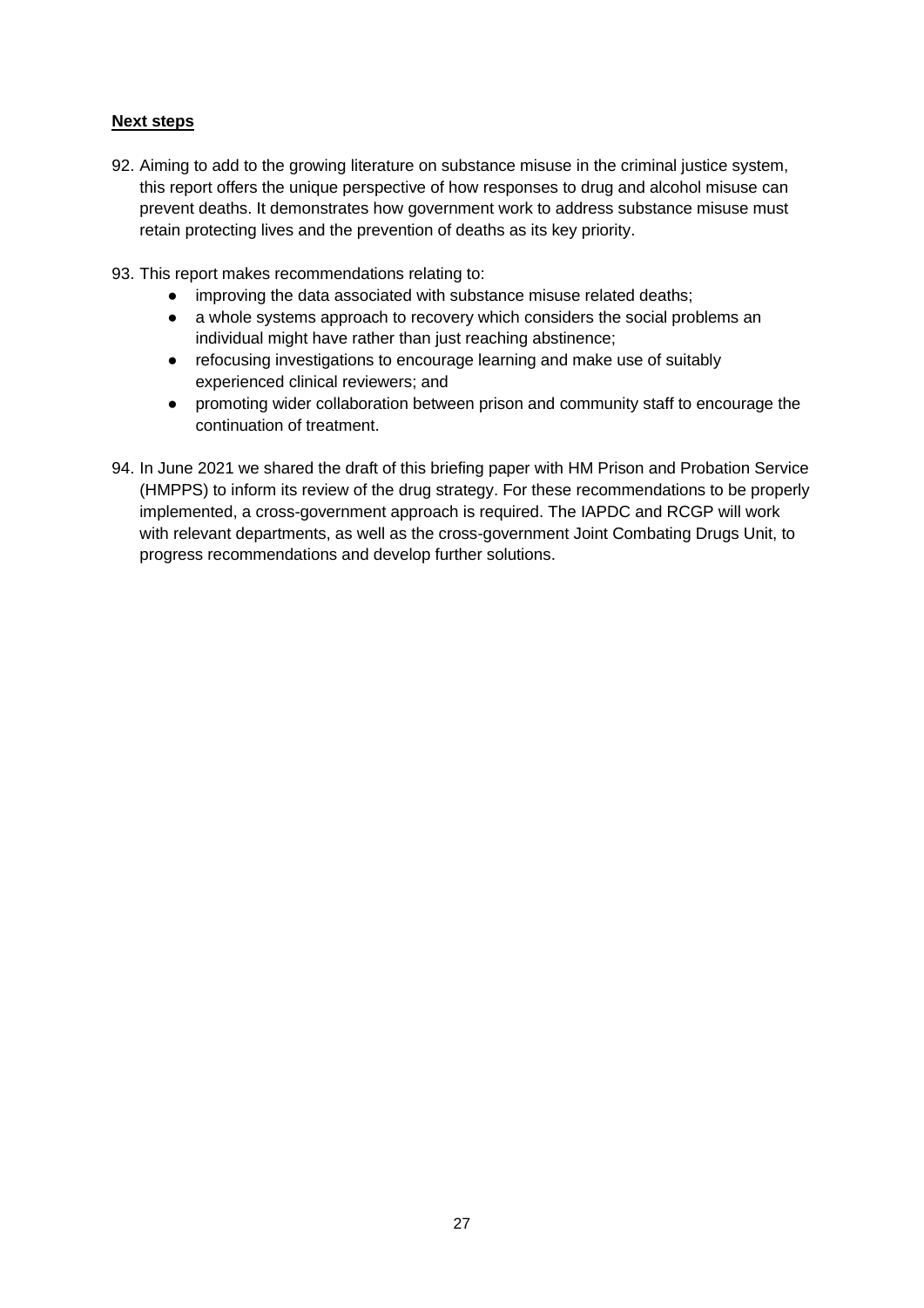**Next steps**

92. Aiming to add to the growing literature on substance misuse in the criminal justice system, this report offers the unique perspective of how responses to drug and alcohol misuse can prevent deaths. It demonstrates how government work to address substance misuse must retain protecting lives and the prevention of deaths as its key priority.

93. This report makes recommendations relating to:
    - improving the data associated with substance misuse related deaths;
    - a whole systems approach to recovery which considers the social problems an individual might have rather than just reaching abstinence;
    - refocusing investigations to encourage learning and make use of suitably experienced clinical reviewers; and
    - promoting wider collaboration between prison and community staff to encourage the continuation of treatment.

94. In June 2021 we shared the draft of this briefing paper with HM Prison and Probation Service (HMPPS) to inform its review of the drug strategy. For these recommendations to be properly implemented, a cross-government approach is required. The IAPDC and RCGP will work with relevant departments, as well as the cross-government Joint Combating Drugs Unit, to progress recommendations and develop further solutions.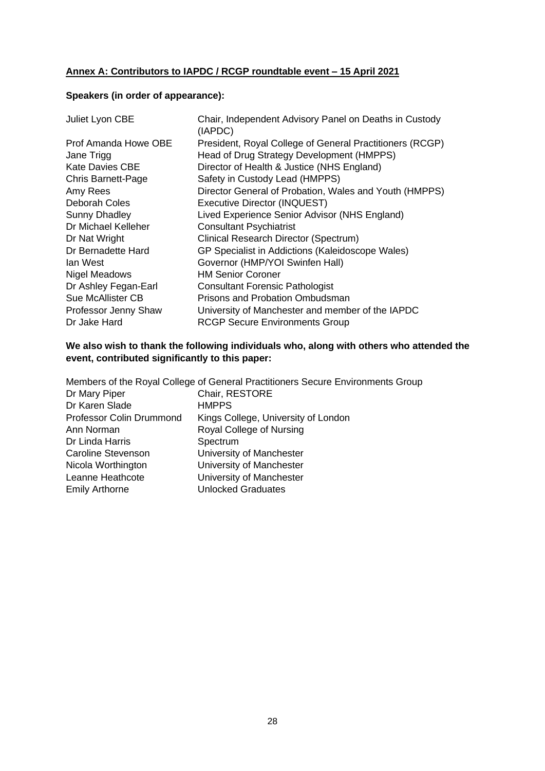**Annex A: Contributors to IAPDC / RCGP roundtable event – 15 April 2021**

**Speakers (in order of appearance):**

| | |
|---|---|
| Juliet Lyon CBE | Chair, Independent Advisory Panel on Deaths in Custody (IAPDC) |
| Prof Amanda Howe OBE | President, Royal College of General Practitioners (RCGP) |
| Jane Trigg | Head of Drug Strategy Development (HMPPS) |
| Kate Davies CBE | Director of Health & Justice (NHS England) |
| Chris Barnett-Page | Safety in Custody Lead (HMPPS) |
| Amy Rees | Director General of Probation, Wales and Youth (HMPPS) |
| Deborah Coles | Executive Director (INQUEST) |
| Sunny Dhadley | Lived Experience Senior Advisor (NHS England) |
| Dr Michael Kelleher | Consultant Psychiatrist |
| Dr Nat Wright | Clinical Research Director (Spectrum) |
| Dr Bernadette Hard | GP Specialist in Addictions (Kaleidoscope Wales) |
| Ian West | Governor (HMP/YOI Swinfen Hall) |
| Nigel Meadows | HM Senior Coroner |
| Dr Ashley Fegan-Earl | Consultant Forensic Pathologist |
| Sue McAllister CB | Prisons and Probation Ombudsman |
| Professor Jenny Shaw | University of Manchester and member of the IAPDC |
| Dr Jake Hard | RCGP Secure Environments Group |

**We also wish to thank the following individuals who, along with others who attended the event, contributed significantly to this paper:**

Members of the Royal College of General Practitioners Secure Environments Group

| | |
|---|---|
| Dr Mary Piper | Chair, RESTORE |
| Dr Karen Slade | HMPPS |
| Professor Colin Drummond | Kings College, University of London |
| Ann Norman | Royal College of Nursing |
| Dr Linda Harris | Spectrum |
| Caroline Stevenson | University of Manchester |
| Nicola Worthington | University of Manchester |
| Leanne Heathcote | University of Manchester |
| Emily Arthorne | Unlocked Graduates |